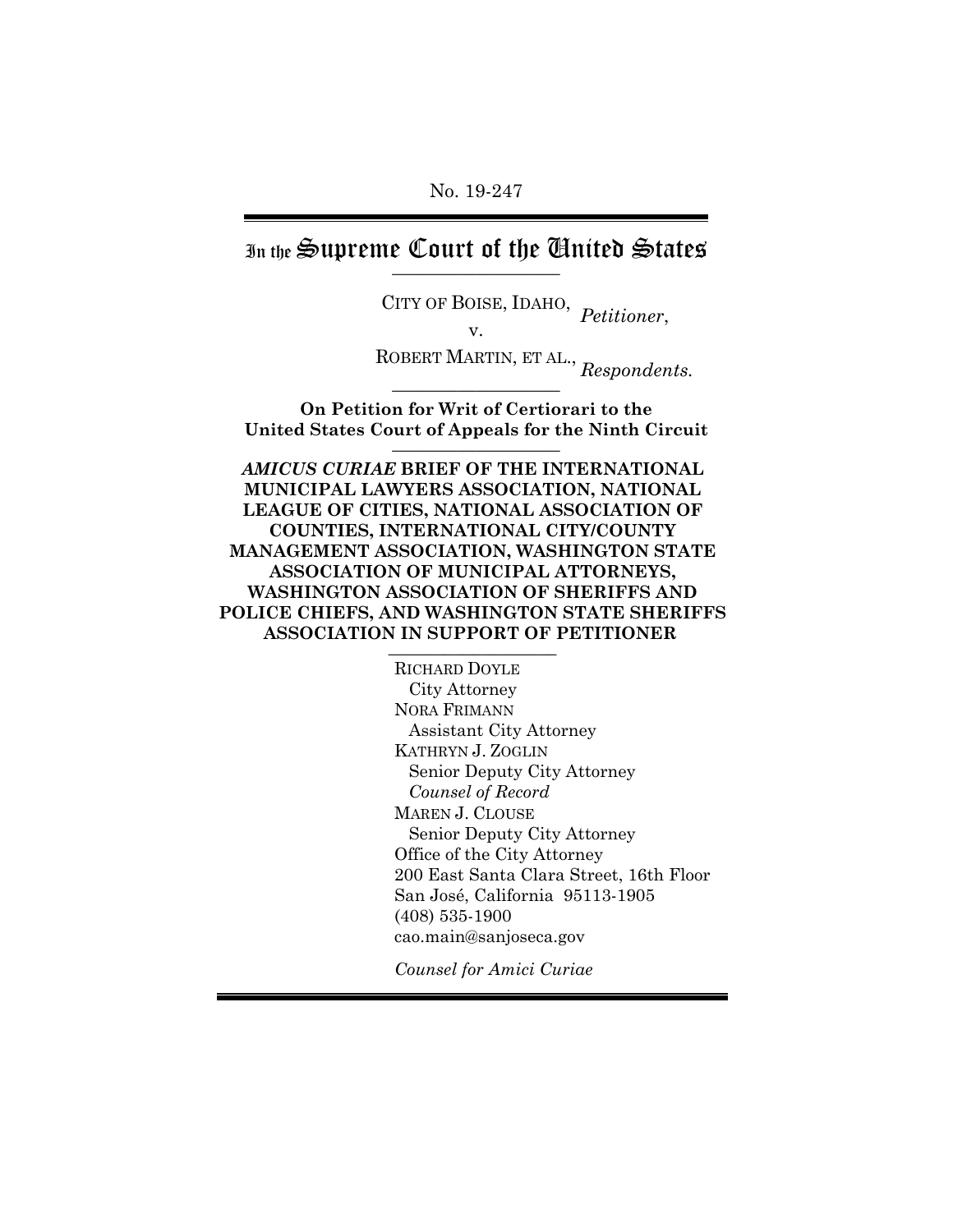No. 19-247

# In the Supreme Court of the United States

CITY OF BOISE, IDAHO, *Petitioner*,

v.

ROBERT MARTIN, ET AL., *Respondents.*

**On Petition for Writ of Certiorari to the United States Court of Appeals for the Ninth Circuit**

***AMICUS CURIAE* BRIEF OF THE INTERNATIONAL MUNICIPAL LAWYERS ASSOCIATION, NATIONAL LEAGUE OF CITIES, NATIONAL ASSOCIATION OF COUNTIES, INTERNATIONAL CITY/COUNTY MANAGEMENT ASSOCIATION, WASHINGTON STATE ASSOCIATION OF MUNICIPAL ATTORNEYS, WASHINGTON ASSOCIATION OF SHERIFFS AND POLICE CHIEFS, AND WASHINGTON STATE SHERIFFS ASSOCIATION IN SUPPORT OF PETITIONER**

RICHARD DOYLE
City Attorney
NORA FRIMANN
Assistant City Attorney
KATHRYN J. ZOGLIN
Senior Deputy City Attorney
*Counsel of Record*
MAREN J. CLOUSE
Senior Deputy City Attorney
Office of the City Attorney
200 East Santa Clara Street, 16th Floor
San José, California 95113-1905
(408) 535-1900
cao.main@sanjoseca.gov

*Counsel for Amici Curiae*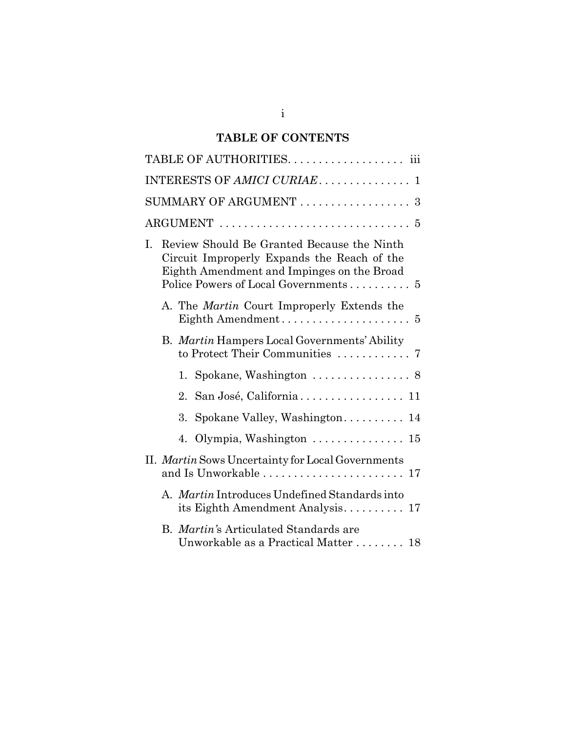## TABLE OF CONTENTS

TABLE OF AUTHORITIES. . . . . . . . . . . . . . . . . . . iii

INTERESTS OF *AMICI CURIAE*. . . . . . . . . . . . . . . 1

SUMMARY OF ARGUMENT . . . . . . . . . . . . . . . . . . 3

ARGUMENT . . . . . . . . . . . . . . . . . . . . . . . . . . . . . . 5

I. Review Should Be Granted Because the Ninth Circuit Improperly Expands the Reach of the Eighth Amendment and Impinges on the Broad Police Powers of Local Governments . . . . . . . . . . 5

   A. The *Martin* Court Improperly Extends the Eighth Amendment . . . . . . . . . . . . . . . . . . . . . 5

   B. *Martin* Hampers Local Governments' Ability to Protect Their Communities . . . . . . . . . . . . 7

      1. Spokane, Washington . . . . . . . . . . . . . . . . 8

      2. San José, California . . . . . . . . . . . . . . . . . 11

      3. Spokane Valley, Washington. . . . . . . . . . 14

      4. Olympia, Washington . . . . . . . . . . . . . . . 15

II. *Martin* Sows Uncertainty for Local Governments and Is Unworkable . . . . . . . . . . . . . . . . . . . . . . . 17

   A. *Martin* Introduces Undefined Standards into its Eighth Amendment Analysis. . . . . . . . . . 17

   B. *Martin*'s Articulated Standards are Unworkable as a Practical Matter . . . . . . . . 18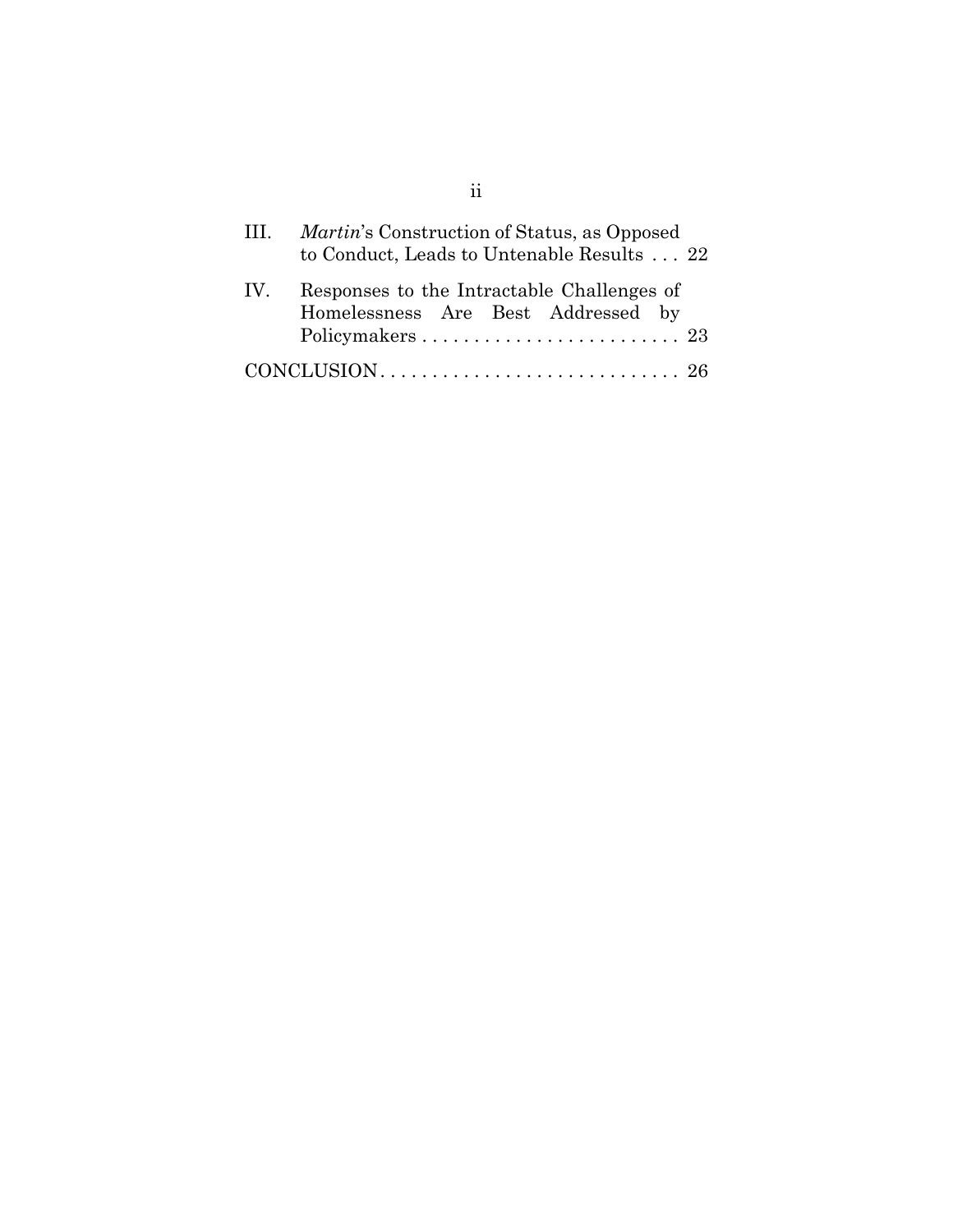III. *Martin*'s Construction of Status, as Opposed to Conduct, Leads to Untenable Results . . . 22

IV. Responses to the Intractable Challenges of Homelessness Are Best Addressed by Policymakers . . . . . . . . . . . . . . . . . . . . . . . . . 23

CONCLUSION . . . . . . . . . . . . . . . . . . . . . . . . . . . . . 26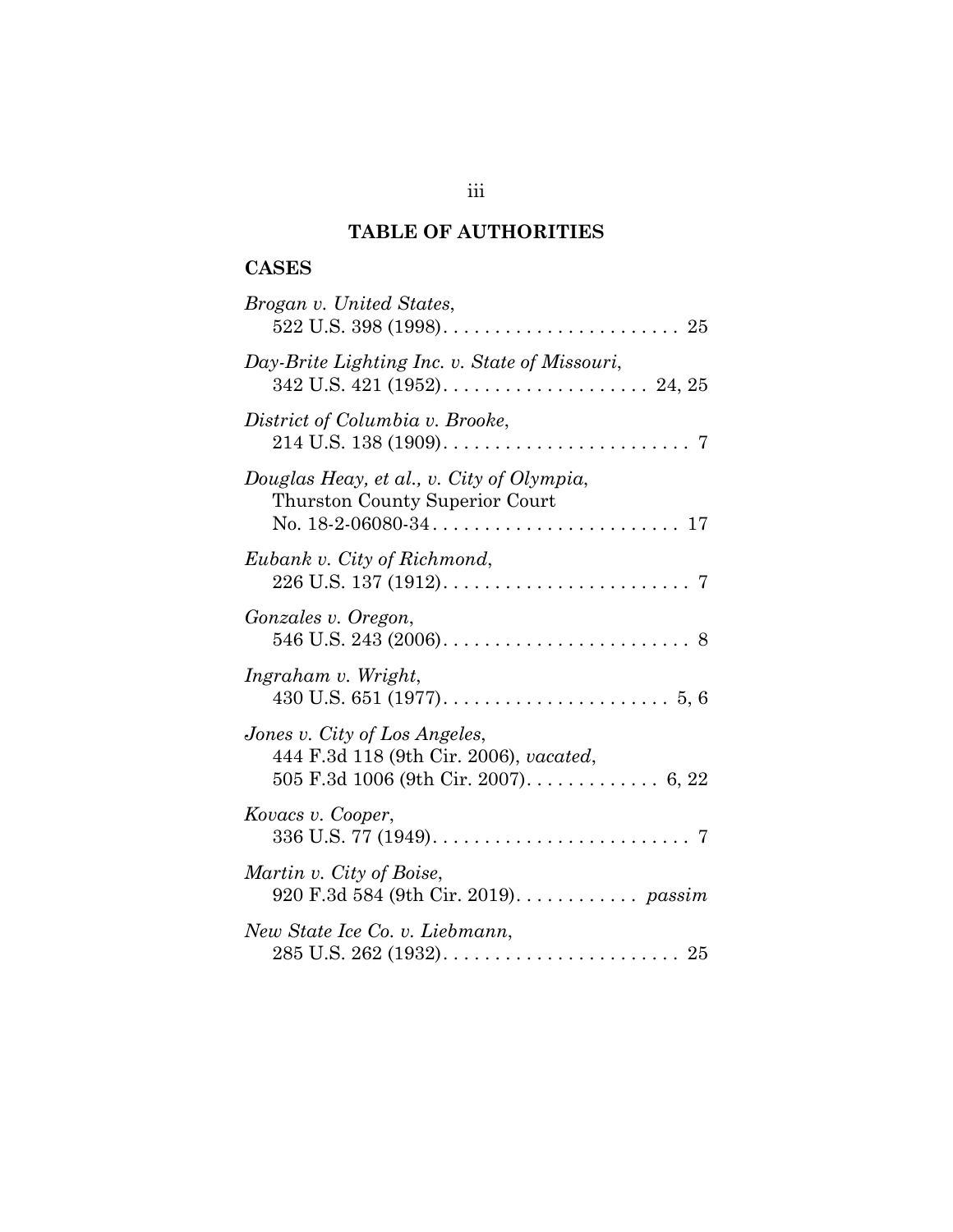## TABLE OF AUTHORITIES

### CASES

*Brogan v. United States*,
522 U.S. 398 (1998). . . . . . . . . . . . . . . . . . . . . . . 25

*Day-Brite Lighting Inc. v. State of Missouri*,
342 U.S. 421 (1952). . . . . . . . . . . . . . . . . . . . 24, 25

*District of Columbia v. Brooke*,
214 U.S. 138 (1909). . . . . . . . . . . . . . . . . . . . . . . . 7

*Douglas Heay, et al., v. City of Olympia*,
Thurston County Superior Court
No. 18-2-06080-34. . . . . . . . . . . . . . . . . . . . . . . . 17

*Eubank v. City of Richmond*,
226 U.S. 137 (1912). . . . . . . . . . . . . . . . . . . . . . . . 7

*Gonzales v. Oregon*,
546 U.S. 243 (2006). . . . . . . . . . . . . . . . . . . . . . . . 8

*Ingraham v. Wright*,
430 U.S. 651 (1977). . . . . . . . . . . . . . . . . . . . . . 5, 6

*Jones v. City of Los Angeles*,
444 F.3d 118 (9th Cir. 2006), *vacated*,
505 F.3d 1006 (9th Cir. 2007). . . . . . . . . . . . . 6, 22

*Kovacs v. Cooper*,
336 U.S. 77 (1949). . . . . . . . . . . . . . . . . . . . . . . . . 7

*Martin v. City of Boise*,
920 F.3d 584 (9th Cir. 2019). . . . . . . . . . . . *passim*

*New State Ice Co. v. Liebmann*,
285 U.S. 262 (1932). . . . . . . . . . . . . . . . . . . . . . . 25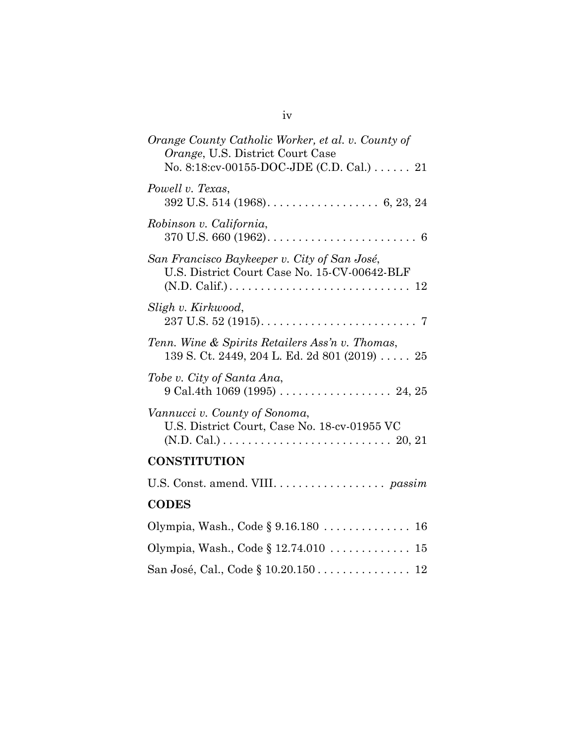*Orange County Catholic Worker, et al. v. County of Orange*, U.S. District Court Case No. 8:18:cv-00155-DOC-JDE (C.D. Cal.) . . . . . . 21

*Powell v. Texas*, 392 U.S. 514 (1968). . . . . . . . . . . . . . . . . . 6, 23, 24

*Robinson v. California*, 370 U.S. 660 (1962). . . . . . . . . . . . . . . . . . . . . . . . 6

*San Francisco Baykeeper v. City of San José*, U.S. District Court Case No. 15-CV-00642-BLF (N.D. Calif.) . . . . . . . . . . . . . . . . . . . . . . . . . . . . . 12

*Sligh v. Kirkwood*, 237 U.S. 52 (1915). . . . . . . . . . . . . . . . . . . . . . . . . 7

*Tenn. Wine & Spirits Retailers Ass'n v. Thomas*, 139 S. Ct. 2449, 204 L. Ed. 2d 801 (2019) . . . . . 25

*Tobe v. City of Santa Ana*, 9 Cal.4th 1069 (1995) . . . . . . . . . . . . . . . . . . 24, 25

*Vannucci v. County of Sonoma*, U.S. District Court, Case No. 18-cv-01955 VC (N.D. Cal.) . . . . . . . . . . . . . . . . . . . . . . . . . . . 20, 21

## CONSTITUTION

U.S. Const. amend. VIII. . . . . . . . . . . . . . . . . . *passim*

## CODES

Olympia, Wash., Code § 9.16.180 . . . . . . . . . . . . . . 16

Olympia, Wash., Code § 12.74.010 . . . . . . . . . . . . . 15

San José, Cal., Code § 10.20.150 . . . . . . . . . . . . . . . 12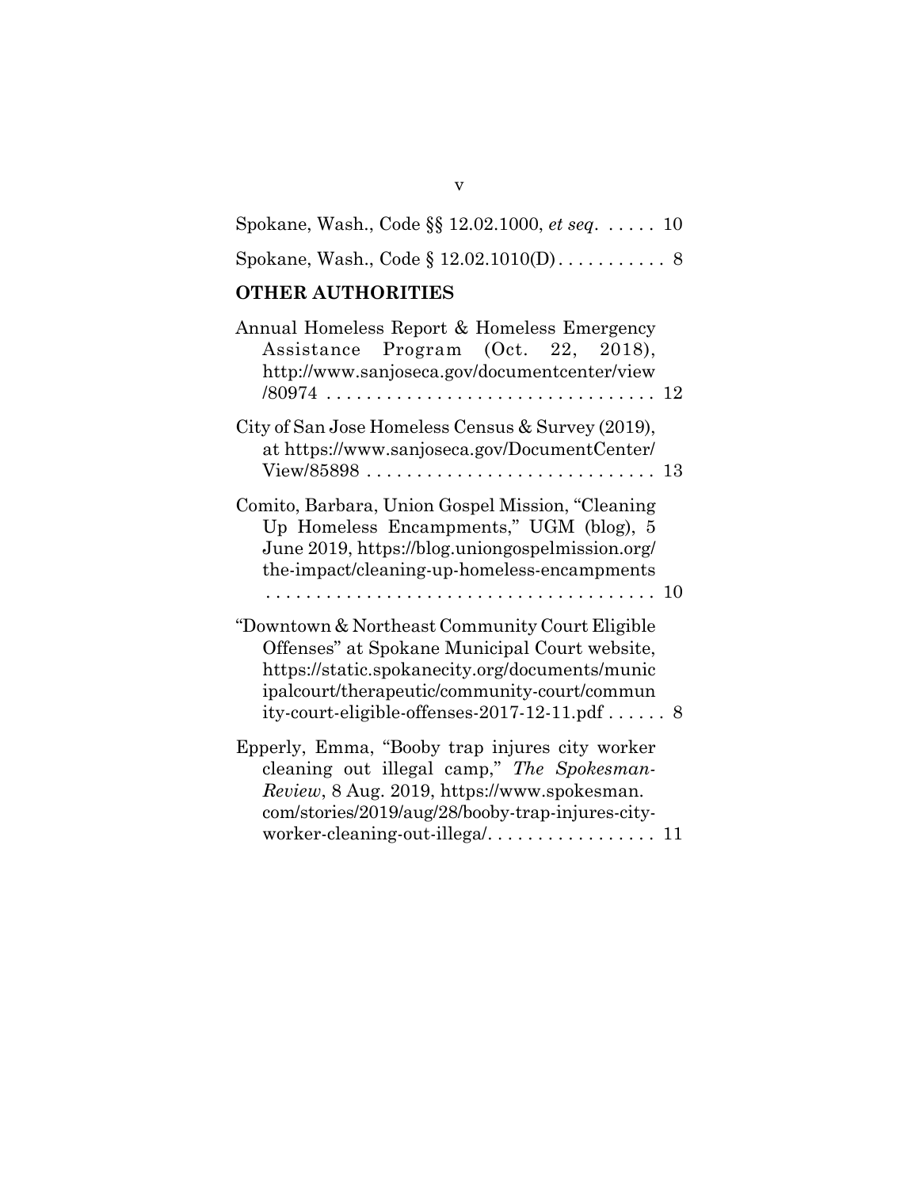Spokane, Wash., Code §§ 12.02.1000, *et seq*. . . . . . 10

Spokane, Wash., Code § 12.02.1010(D) . . . . . . . . . . . 8

## OTHER AUTHORITIES

Annual Homeless Report & Homeless Emergency Assistance Program (Oct. 22, 2018), http://www.sanjoseca.gov/documentcenter/view/80974 . . . . . . . . . . . . . . . . . . . . . . . . . . . . . . . . 12

City of San Jose Homeless Census & Survey (2019), at https://www.sanjoseca.gov/DocumentCenter/View/85898 . . . . . . . . . . . . . . . . . . . . . . . . . . . . 13

Comito, Barbara, Union Gospel Mission, "Cleaning Up Homeless Encampments," UGM (blog), 5 June 2019, https://blog.uniongospelmission.org/the-impact/cleaning-up-homeless-encampments . . . . . . . . . . . . . . . . . . . . . . . . . . . . . . . . . . . . . . . 10

"Downtown & Northeast Community Court Eligible Offenses" at Spokane Municipal Court website, https://static.spokanecity.org/documents/municipalcourt/therapeutic/community-court/community-court-eligible-offenses-2017-12-11.pdf . . . . . . 8

Epperly, Emma, "Booby trap injures city worker cleaning out illegal camp," *The Spokesman-Review*, 8 Aug. 2019, https://www.spokesman.com/stories/2019/aug/28/booby-trap-injures-city-worker-cleaning-out-illega/. . . . . . . . . . . . . . . . . 11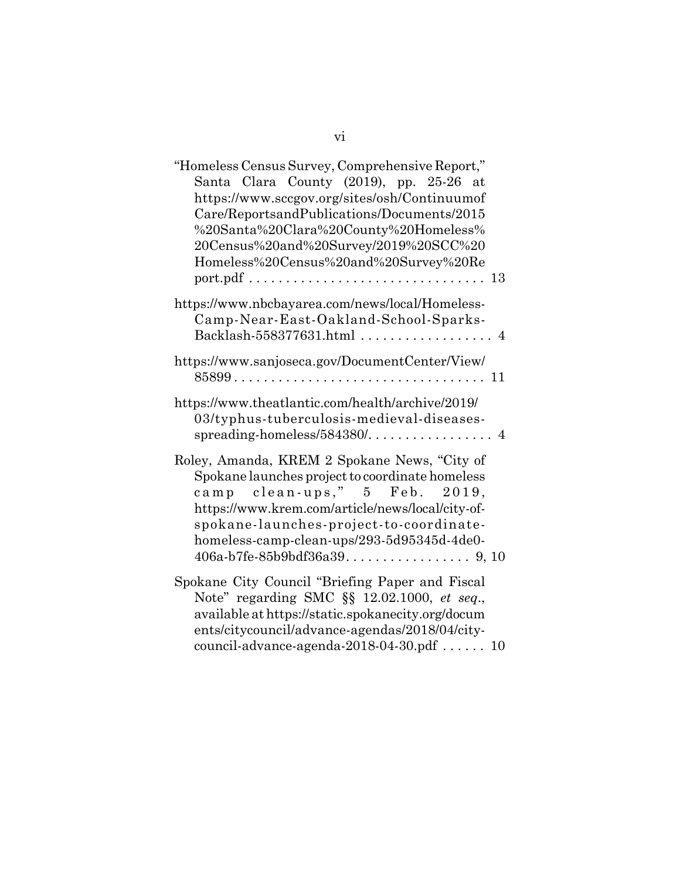"Homeless Census Survey, Comprehensive Report," Santa Clara County (2019), pp. 25-26 at https://www.sccgov.org/sites/osh/ContinuumofCare/ReportsandPublications/Documents/2015%20Santa%20Clara%20County%20Homeless%20Census%20and%20Survey/2019%20SCC%20Homeless%20Census%20and%20Survey%20Report.pdf . . . . . . . . . . . . . . . . . . . . . . . . . . . . . . . . 13

https://www.nbcbayarea.com/news/local/Homeless-Camp-Near-East-Oakland-School-Sparks-Backlash-558377631.html . . . . . . . . . . . . . . . . . . 4

https://www.sanjoseca.gov/DocumentCenter/View/85899 . . . . . . . . . . . . . . . . . . . . . . . . . . . . . . . . . . 11

https://www.theatlantic.com/health/archive/2019/03/typhus-tuberculosis-medieval-diseases-spreading-homeless/584380/. . . . . . . . . . . . . . . . . 4

Roley, Amanda, KREM 2 Spokane News, "City of Spokane launches project to coordinate homeless camp clean-ups," 5 Feb. 2019, https://www.krem.com/article/news/local/city-of-spokane-launches-project-to-coordinate-homeless-camp-clean-ups/293-5d95345d-4de0-406a-b7fe-85b9bdf36a39. . . . . . . . . . . . . . . . . 9, 10

Spokane City Council "Briefing Paper and Fiscal Note" regarding SMC §§ 12.02.1000, *et seq*., available at https://static.spokanecity.org/documents/citycouncil/advance-agendas/2018/04/city-council-advance-agenda-2018-04-30.pdf . . . . . . 10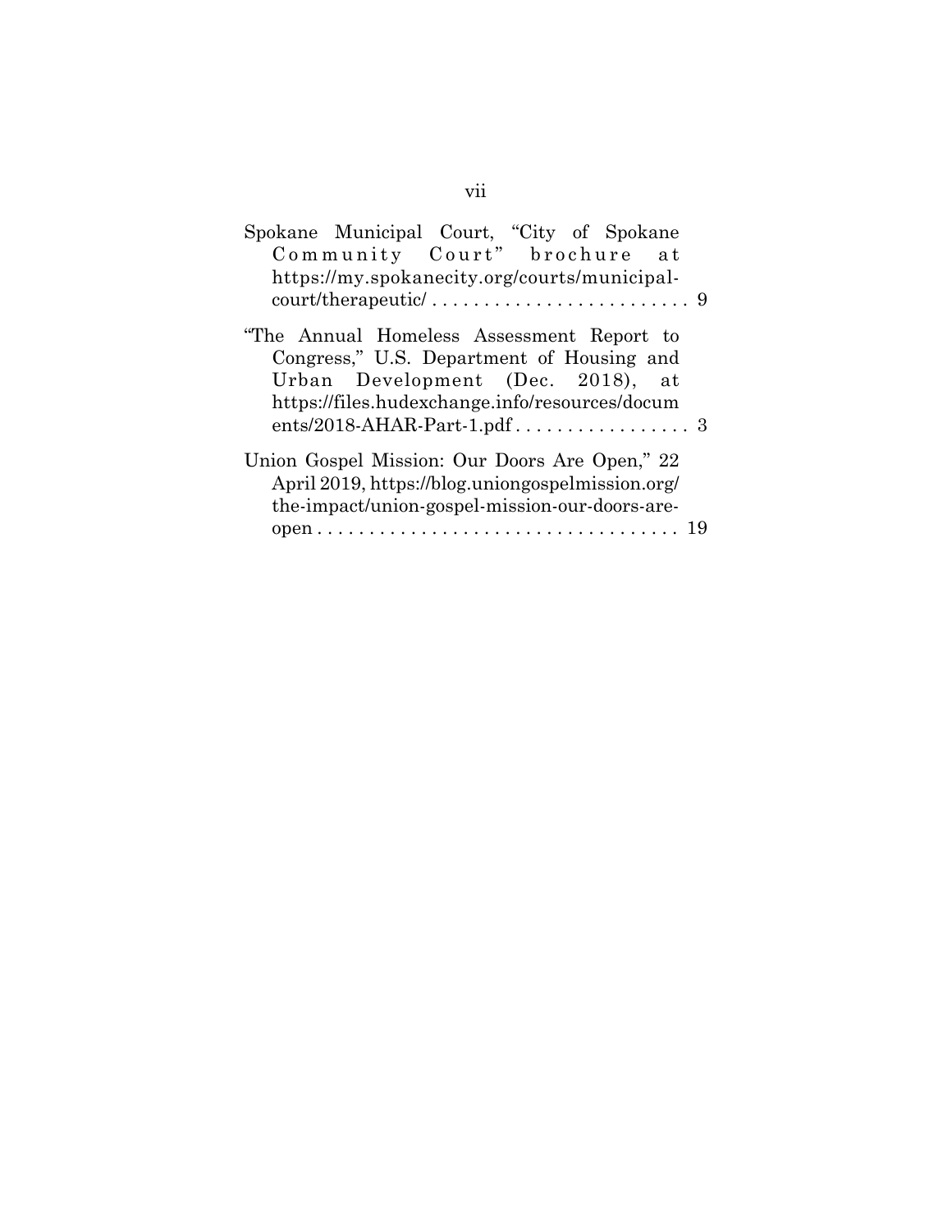Spokane Municipal Court, "City of Spokane Community Court" brochure at https://my.spokanecity.org/courts/municipal-court/therapeutic/ . . . . . . . . . . . . . . . . . . . . . . . . . 9

"The Annual Homeless Assessment Report to Congress," U.S. Department of Housing and Urban Development (Dec. 2018), at https://files.hudexchange.info/resources/documents/2018-AHAR-Part-1.pdf . . . . . . . . . . . . . . . . . 3

Union Gospel Mission: Our Doors Are Open," 22 April 2019, https://blog.uniongospelmission.org/the-impact/union-gospel-mission-our-doors-are-open . . . . . . . . . . . . . . . . . . . . . . . . . . . . . . . . . . 19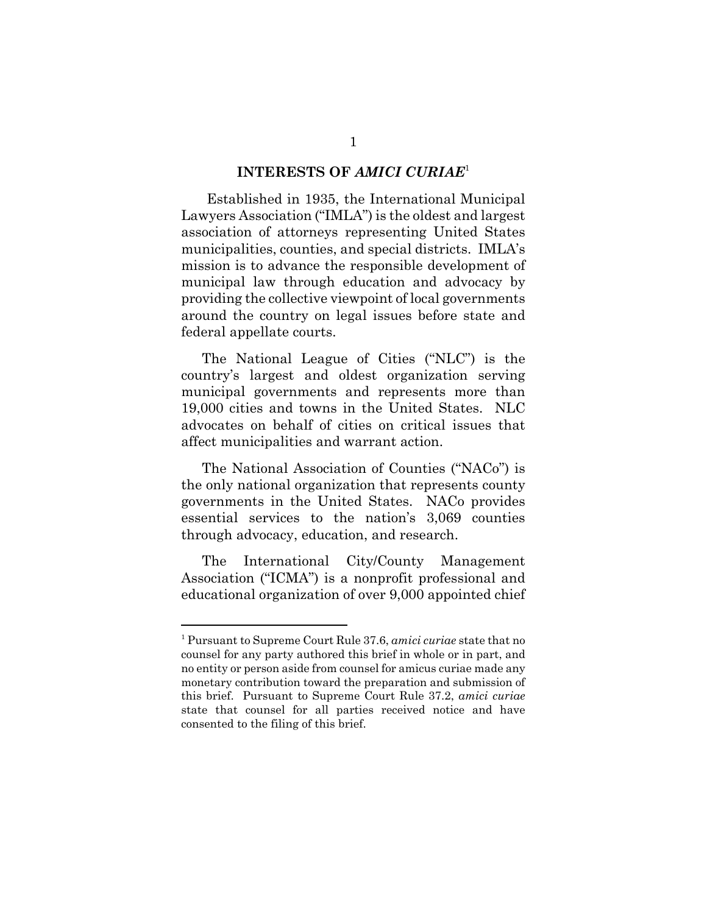## INTERESTS OF *AMICI CURIAE*[1]

Established in 1935, the International Municipal Lawyers Association ("IMLA") is the oldest and largest association of attorneys representing United States municipalities, counties, and special districts. IMLA's mission is to advance the responsible development of municipal law through education and advocacy by providing the collective viewpoint of local governments around the country on legal issues before state and federal appellate courts.

The National League of Cities ("NLC") is the country's largest and oldest organization serving municipal governments and represents more than 19,000 cities and towns in the United States. NLC advocates on behalf of cities on critical issues that affect municipalities and warrant action.

The National Association of Counties ("NACo") is the only national organization that represents county governments in the United States. NACo provides essential services to the nation's 3,069 counties through advocacy, education, and research.

The International City/County Management Association ("ICMA") is a nonprofit professional and educational organization of over 9,000 appointed chief

---

[1] Pursuant to Supreme Court Rule 37.6, *amici curiae* state that no counsel for any party authored this brief in whole or in part, and no entity or person aside from counsel for amicus curiae made any monetary contribution toward the preparation and submission of this brief. Pursuant to Supreme Court Rule 37.2, *amici curiae* state that counsel for all parties received notice and have consented to the filing of this brief.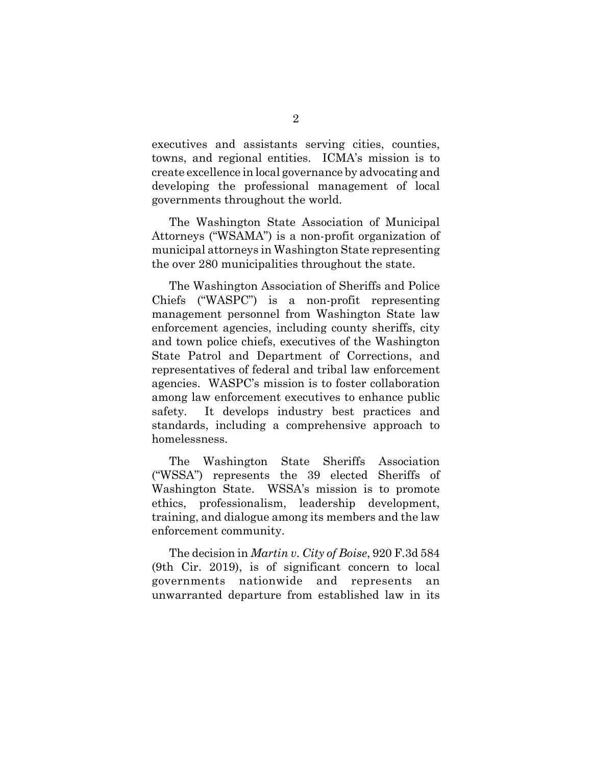executives and assistants serving cities, counties, towns, and regional entities. ICMA's mission is to create excellence in local governance by advocating and developing the professional management of local governments throughout the world.

The Washington State Association of Municipal Attorneys ("WSAMA") is a non-profit organization of municipal attorneys in Washington State representing the over 280 municipalities throughout the state.

The Washington Association of Sheriffs and Police Chiefs ("WASPC") is a non-profit representing management personnel from Washington State law enforcement agencies, including county sheriffs, city and town police chiefs, executives of the Washington State Patrol and Department of Corrections, and representatives of federal and tribal law enforcement agencies. WASPC's mission is to foster collaboration among law enforcement executives to enhance public safety. It develops industry best practices and standards, including a comprehensive approach to homelessness.

The Washington State Sheriffs Association ("WSSA") represents the 39 elected Sheriffs of Washington State. WSSA's mission is to promote ethics, professionalism, leadership development, training, and dialogue among its members and the law enforcement community.

The decision in *Martin v. City of Boise*, 920 F.3d 584 (9th Cir. 2019), is of significant concern to local governments nationwide and represents an unwarranted departure from established law in its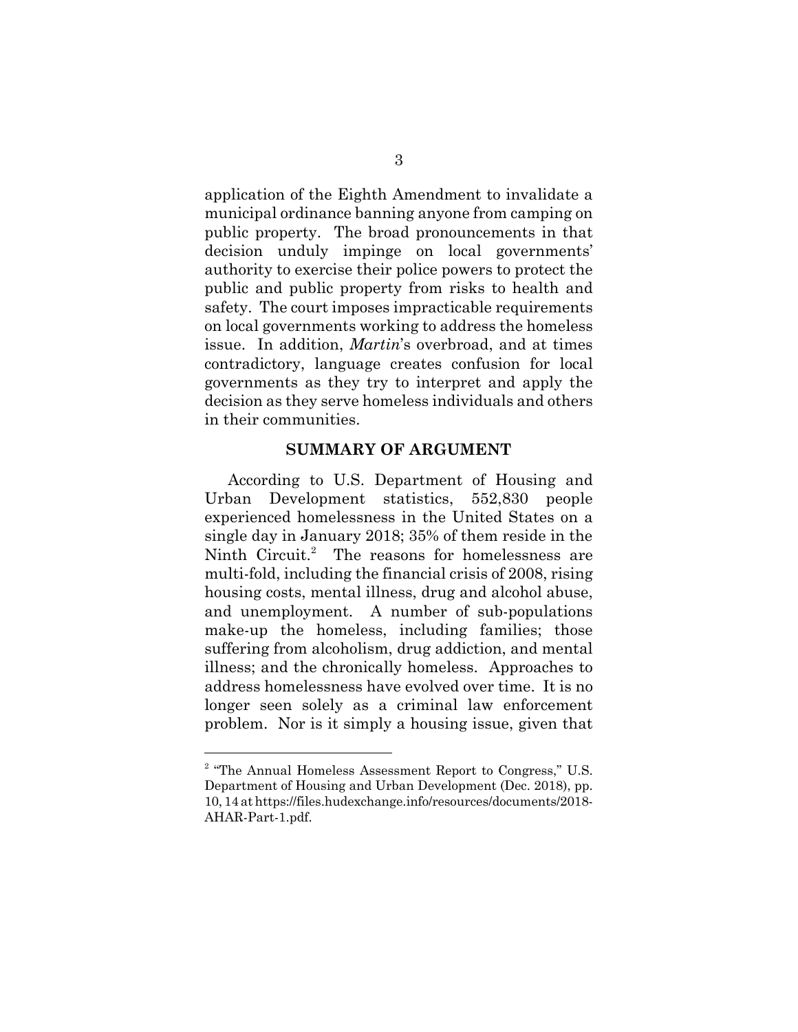application of the Eighth Amendment to invalidate a municipal ordinance banning anyone from camping on public property. The broad pronouncements in that decision unduly impinge on local governments' authority to exercise their police powers to protect the public and public property from risks to health and safety. The court imposes impracticable requirements on local governments working to address the homeless issue. In addition, *Martin*'s overbroad, and at times contradictory, language creates confusion for local governments as they try to interpret and apply the decision as they serve homeless individuals and others in their communities.

## SUMMARY OF ARGUMENT

According to U.S. Department of Housing and Urban Development statistics, 552,830 people experienced homelessness in the United States on a single day in January 2018; 35% of them reside in the Ninth Circuit.[2] The reasons for homelessness are multi-fold, including the financial crisis of 2008, rising housing costs, mental illness, drug and alcohol abuse, and unemployment. A number of sub-populations make-up the homeless, including families; those suffering from alcoholism, drug addiction, and mental illness; and the chronically homeless. Approaches to address homelessness have evolved over time. It is no longer seen solely as a criminal law enforcement problem. Nor is it simply a housing issue, given that

---

[2] "The Annual Homeless Assessment Report to Congress," U.S. Department of Housing and Urban Development (Dec. 2018), pp. 10, 14 at https://files.hudexchange.info/resources/documents/2018-AHAR-Part-1.pdf.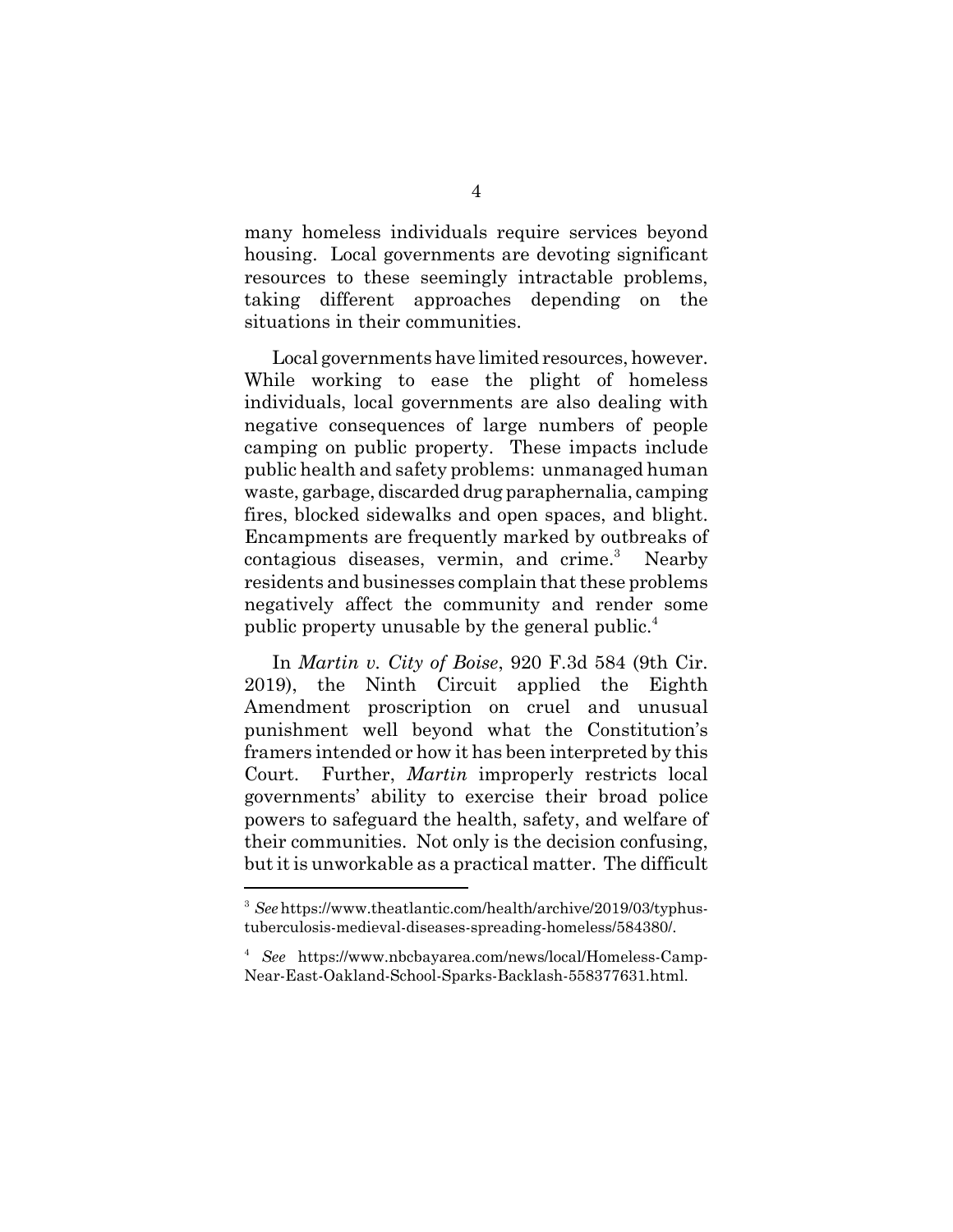many homeless individuals require services beyond housing. Local governments are devoting significant resources to these seemingly intractable problems, taking different approaches depending on the situations in their communities.

Local governments have limited resources, however. While working to ease the plight of homeless individuals, local governments are also dealing with negative consequences of large numbers of people camping on public property. These impacts include public health and safety problems: unmanaged human waste, garbage, discarded drug paraphernalia, camping fires, blocked sidewalks and open spaces, and blight. Encampments are frequently marked by outbreaks of contagious diseases, vermin, and crime.[3] Nearby residents and businesses complain that these problems negatively affect the community and render some public property unusable by the general public.[4]

In *Martin v. City of Boise*, 920 F.3d 584 (9th Cir. 2019), the Ninth Circuit applied the Eighth Amendment proscription on cruel and unusual punishment well beyond what the Constitution's framers intended or how it has been interpreted by this Court. Further, *Martin* improperly restricts local governments' ability to exercise their broad police powers to safeguard the health, safety, and welfare of their communities. Not only is the decision confusing, but it is unworkable as a practical matter. The difficult

---

[3] *See* https://www.theatlantic.com/health/archive/2019/03/typhus-tuberculosis-medieval-diseases-spreading-homeless/584380/.

[4] *See* https://www.nbcbayarea.com/news/local/Homeless-Camp-Near-East-Oakland-School-Sparks-Backlash-558377631.html.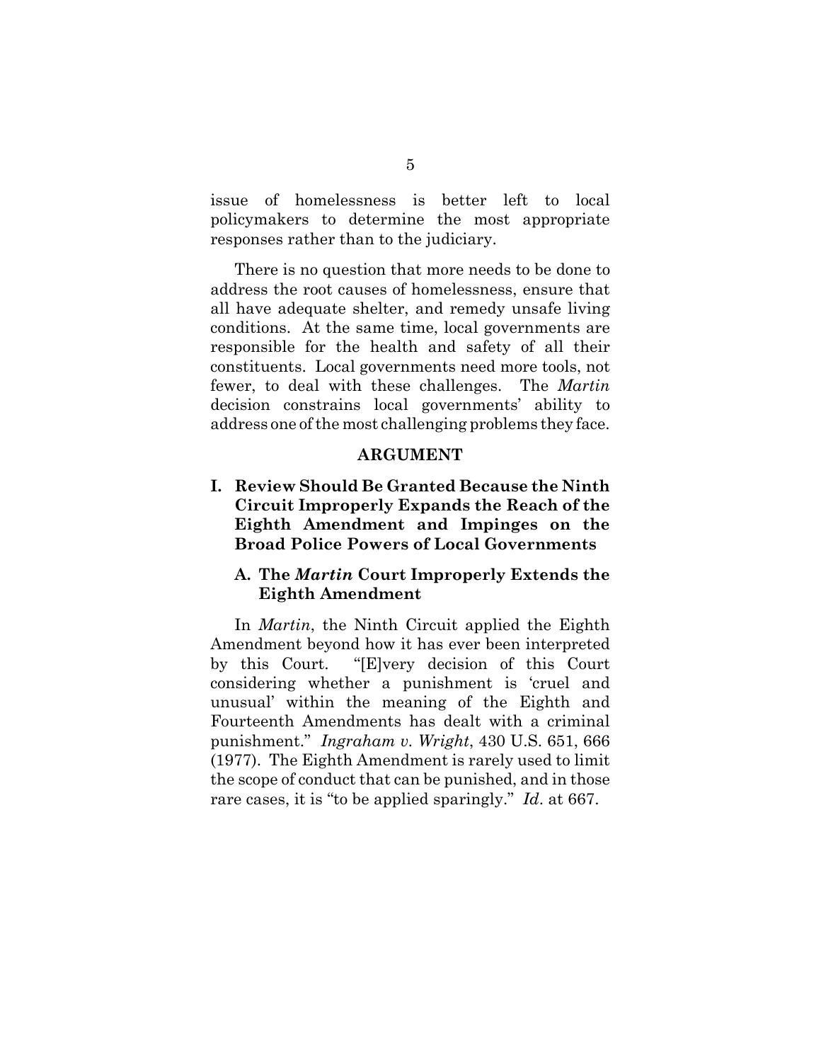issue of homelessness is better left to local policymakers to determine the most appropriate responses rather than to the judiciary.

There is no question that more needs to be done to address the root causes of homelessness, ensure that all have adequate shelter, and remedy unsafe living conditions. At the same time, local governments are responsible for the health and safety of all their constituents. Local governments need more tools, not fewer, to deal with these challenges. The *Martin* decision constrains local governments' ability to address one of the most challenging problems they face.

## ARGUMENT

### I. Review Should Be Granted Because the Ninth Circuit Improperly Expands the Reach of the Eighth Amendment and Impinges on the Broad Police Powers of Local Governments

#### A. The *Martin* Court Improperly Extends the Eighth Amendment

In *Martin*, the Ninth Circuit applied the Eighth Amendment beyond how it has ever been interpreted by this Court. "[E]very decision of this Court considering whether a punishment is 'cruel and unusual' within the meaning of the Eighth and Fourteenth Amendments has dealt with a criminal punishment." *Ingraham v. Wright*, 430 U.S. 651, 666 (1977). The Eighth Amendment is rarely used to limit the scope of conduct that can be punished, and in those rare cases, it is "to be applied sparingly." *Id*. at 667.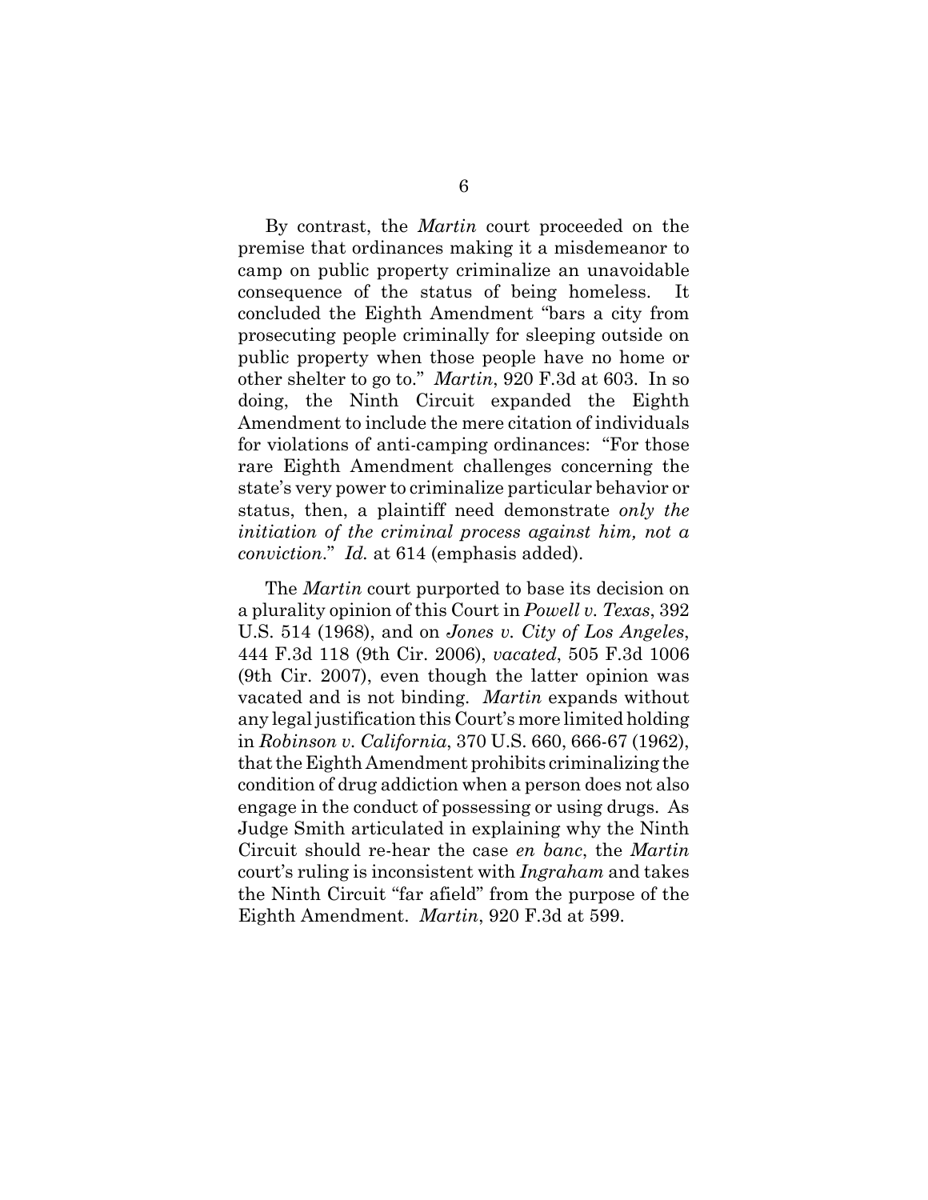By contrast, the *Martin* court proceeded on the premise that ordinances making it a misdemeanor to camp on public property criminalize an unavoidable consequence of the status of being homeless. It concluded the Eighth Amendment "bars a city from prosecuting people criminally for sleeping outside on public property when those people have no home or other shelter to go to." *Martin*, 920 F.3d at 603. In so doing, the Ninth Circuit expanded the Eighth Amendment to include the mere citation of individuals for violations of anti-camping ordinances: "For those rare Eighth Amendment challenges concerning the state's very power to criminalize particular behavior or status, then, a plaintiff need demonstrate *only the initiation of the criminal process against him, not a conviction*." *Id.* at 614 (emphasis added).

The *Martin* court purported to base its decision on a plurality opinion of this Court in *Powell v. Texas*, 392 U.S. 514 (1968), and on *Jones v. City of Los Angeles*, 444 F.3d 118 (9th Cir. 2006), *vacated*, 505 F.3d 1006 (9th Cir. 2007), even though the latter opinion was vacated and is not binding. *Martin* expands without any legal justification this Court's more limited holding in *Robinson v. California*, 370 U.S. 660, 666-67 (1962), that the Eighth Amendment prohibits criminalizing the condition of drug addiction when a person does not also engage in the conduct of possessing or using drugs. As Judge Smith articulated in explaining why the Ninth Circuit should re-hear the case *en banc*, the *Martin* court's ruling is inconsistent with *Ingraham* and takes the Ninth Circuit "far afield" from the purpose of the Eighth Amendment. *Martin*, 920 F.3d at 599.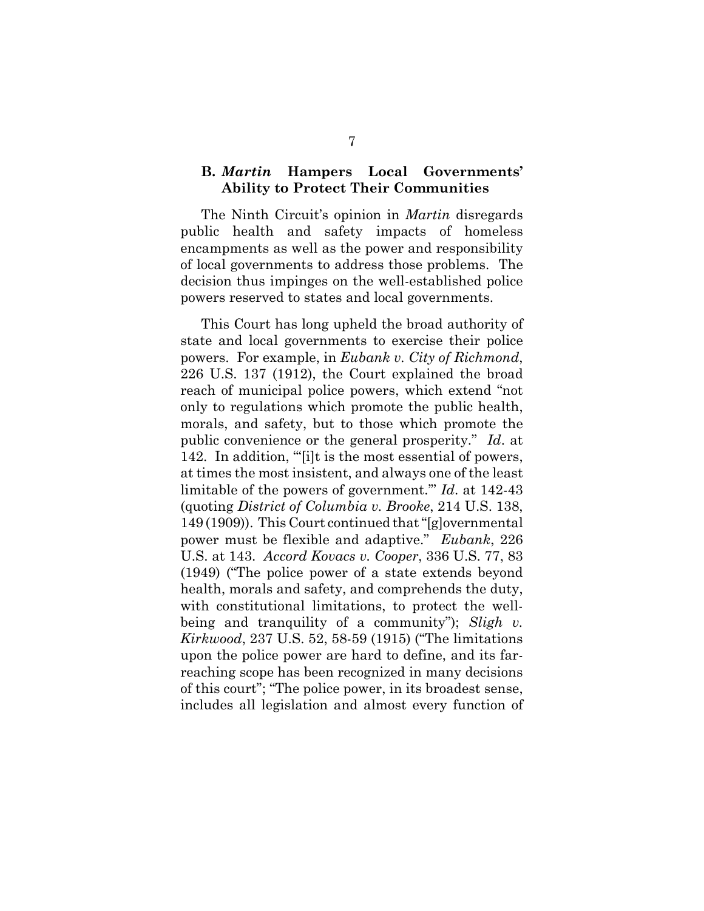### B. *Martin* Hampers Local Governments' Ability to Protect Their Communities

The Ninth Circuit's opinion in *Martin* disregards public health and safety impacts of homeless encampments as well as the power and responsibility of local governments to address those problems. The decision thus impinges on the well-established police powers reserved to states and local governments.

This Court has long upheld the broad authority of state and local governments to exercise their police powers. For example, in *Eubank v. City of Richmond*, 226 U.S. 137 (1912), the Court explained the broad reach of municipal police powers, which extend "not only to regulations which promote the public health, morals, and safety, but to those which promote the public convenience or the general prosperity." *Id*. at 142. In addition, "'[i]t is the most essential of powers, at times the most insistent, and always one of the least limitable of the powers of government.'" *Id*. at 142-43 (quoting *District of Columbia v. Brooke*, 214 U.S. 138, 149 (1909)). This Court continued that "[g]overnmental power must be flexible and adaptive." *Eubank*, 226 U.S. at 143. *Accord Kovacs v. Cooper*, 336 U.S. 77, 83 (1949) ("The police power of a state extends beyond health, morals and safety, and comprehends the duty, with constitutional limitations, to protect the well-being and tranquility of a community"); *Sligh v. Kirkwood*, 237 U.S. 52, 58-59 (1915) ("The limitations upon the police power are hard to define, and its far-reaching scope has been recognized in many decisions of this court"; "The police power, in its broadest sense, includes all legislation and almost every function of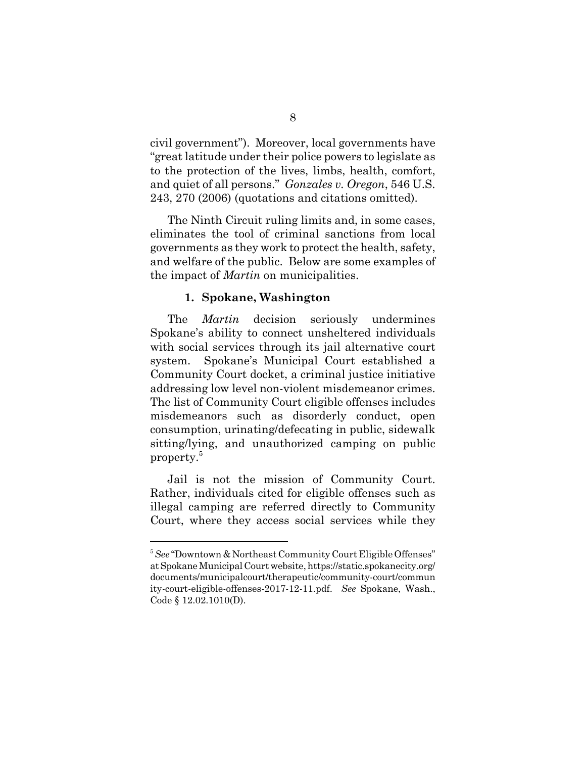civil government"). Moreover, local governments have "great latitude under their police powers to legislate as to the protection of the lives, limbs, health, comfort, and quiet of all persons." *Gonzales v. Oregon*, 546 U.S. 243, 270 (2006) (quotations and citations omitted).

The Ninth Circuit ruling limits and, in some cases, eliminates the tool of criminal sanctions from local governments as they work to protect the health, safety, and welfare of the public. Below are some examples of the impact of *Martin* on municipalities.

#### 1. Spokane, Washington

The *Martin* decision seriously undermines Spokane's ability to connect unsheltered individuals with social services through its jail alternative court system. Spokane's Municipal Court established a Community Court docket, a criminal justice initiative addressing low level non-violent misdemeanor crimes. The list of Community Court eligible offenses includes misdemeanors such as disorderly conduct, open consumption, urinating/defecating in public, sidewalk sitting/lying, and unauthorized camping on public property.[5]

Jail is not the mission of Community Court. Rather, individuals cited for eligible offenses such as illegal camping are referred directly to Community Court, where they access social services while they

---

[5] *See* "Downtown & Northeast Community Court Eligible Offenses" at Spokane Municipal Court website, https://static.spokanecity.org/documents/municipalcourt/therapeutic/community-court/community-court-eligible-offenses-2017-12-11.pdf. *See* Spokane, Wash., Code § 12.02.1010(D).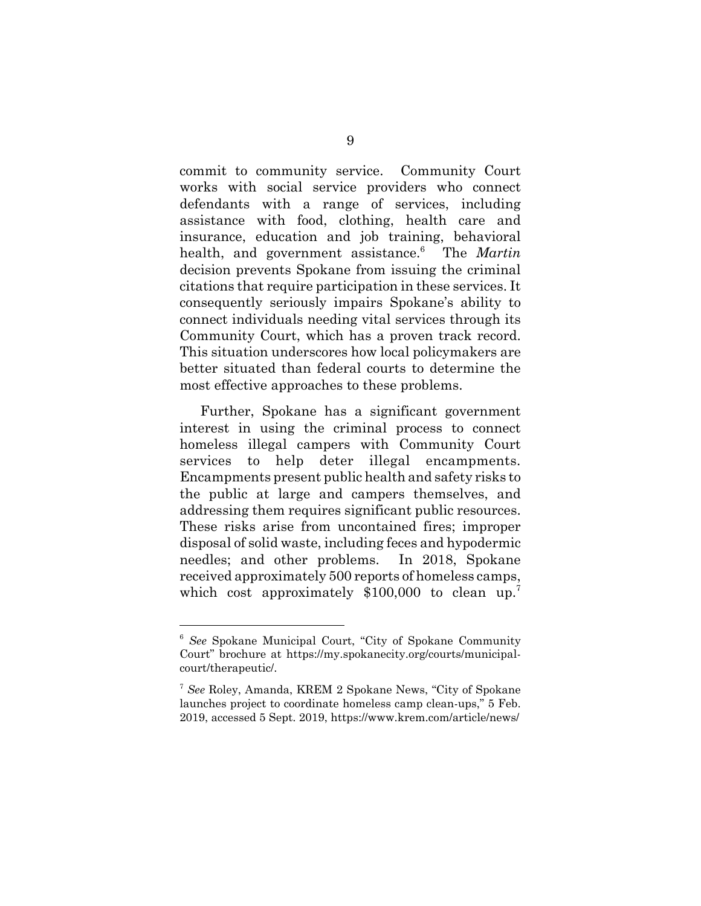commit to community service. Community Court works with social service providers who connect defendants with a range of services, including assistance with food, clothing, health care and insurance, education and job training, behavioral health, and government assistance.[6] The *Martin* decision prevents Spokane from issuing the criminal citations that require participation in these services. It consequently seriously impairs Spokane's ability to connect individuals needing vital services through its Community Court, which has a proven track record. This situation underscores how local policymakers are better situated than federal courts to determine the most effective approaches to these problems.

Further, Spokane has a significant government interest in using the criminal process to connect homeless illegal campers with Community Court services to help deter illegal encampments. Encampments present public health and safety risks to the public at large and campers themselves, and addressing them requires significant public resources. These risks arise from uncontained fires; improper disposal of solid waste, including feces and hypodermic needles; and other problems. In 2018, Spokane received approximately 500 reports of homeless camps, which cost approximately $100,000 to clean up.[7]

---

[6] *See* Spokane Municipal Court, "City of Spokane Community Court" brochure at https://my.spokanecity.org/courts/municipal-court/therapeutic/.

[7] *See* Roley, Amanda, KREM 2 Spokane News, "City of Spokane launches project to coordinate homeless camp clean-ups," 5 Feb. 2019, accessed 5 Sept. 2019, https://www.krem.com/article/news/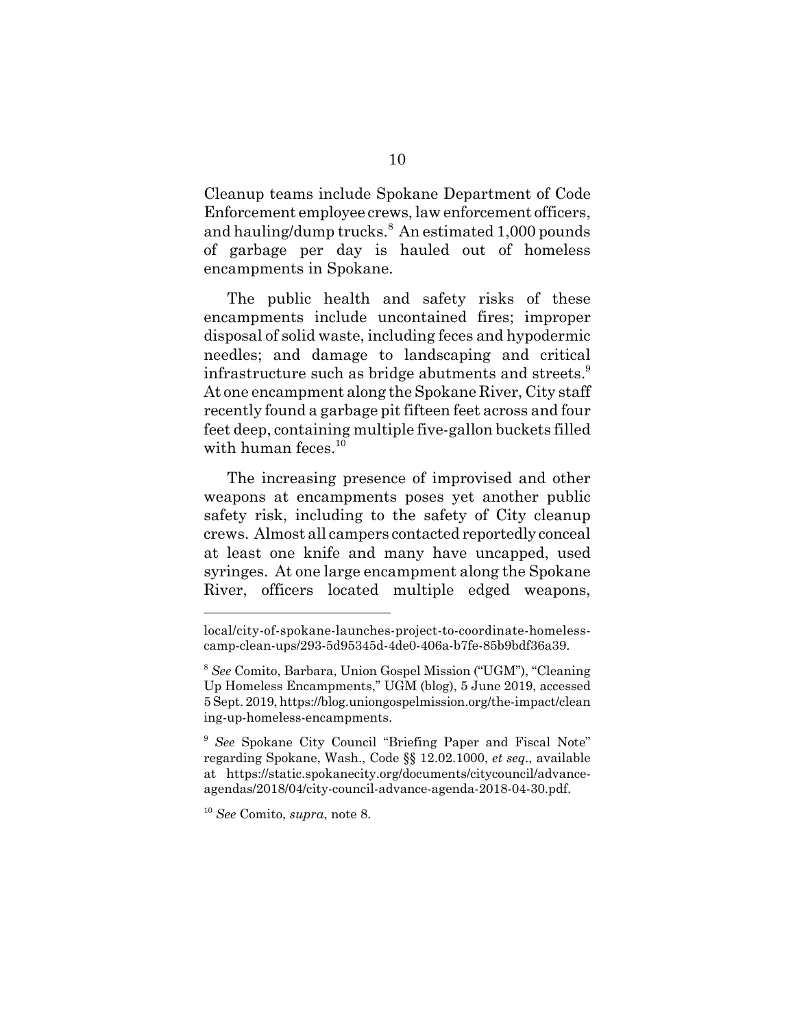Cleanup teams include Spokane Department of Code Enforcement employee crews, law enforcement officers, and hauling/dump trucks.[8] An estimated 1,000 pounds of garbage per day is hauled out of homeless encampments in Spokane.

The public health and safety risks of these encampments include uncontained fires; improper disposal of solid waste, including feces and hypodermic needles; and damage to landscaping and critical infrastructure such as bridge abutments and streets.[9] At one encampment along the Spokane River, City staff recently found a garbage pit fifteen feet across and four feet deep, containing multiple five-gallon buckets filled with human feces.[10]

The increasing presence of improvised and other weapons at encampments poses yet another public safety risk, including to the safety of City cleanup crews. Almost all campers contacted reportedly conceal at least one knife and many have uncapped, used syringes. At one large encampment along the Spokane River, officers located multiple edged weapons,

---

local/city-of-spokane-launches-project-to-coordinate-homeless-camp-clean-ups/293-5d95345d-4de0-406a-b7fe-85b9bdf36a39.

[8] *See* Comito, Barbara, Union Gospel Mission ("UGM"), "Cleaning Up Homeless Encampments," UGM (blog), 5 June 2019, accessed 5 Sept. 2019, https://blog.uniongospelmission.org/the-impact/cleaning-up-homeless-encampments.

[9] *See* Spokane City Council "Briefing Paper and Fiscal Note" regarding Spokane, Wash., Code §§ 12.02.1000, *et seq*., available at https://static.spokanecity.org/documents/citycouncil/advance-agendas/2018/04/city-council-advance-agenda-2018-04-30.pdf.

[10] *See* Comito, *supra*, note 8.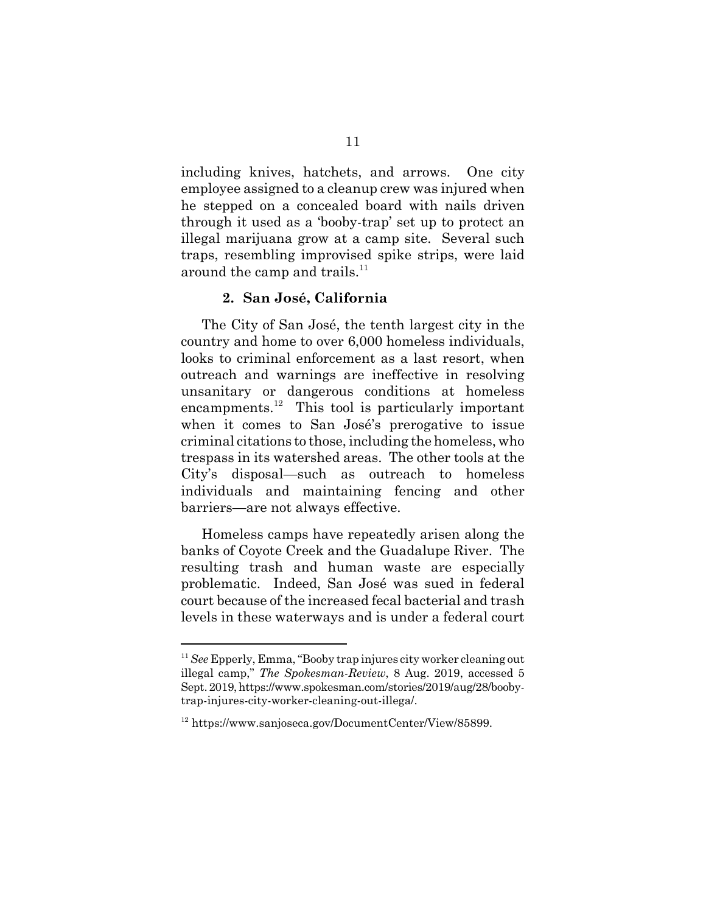including knives, hatchets, and arrows. One city employee assigned to a cleanup crew was injured when he stepped on a concealed board with nails driven through it used as a 'booby-trap' set up to protect an illegal marijuana grow at a camp site. Several such traps, resembling improvised spike strips, were laid around the camp and trails.[11]

### 2. San José, California

The City of San José, the tenth largest city in the country and home to over 6,000 homeless individuals, looks to criminal enforcement as a last resort, when outreach and warnings are ineffective in resolving unsanitary or dangerous conditions at homeless encampments.[12] This tool is particularly important when it comes to San José's prerogative to issue criminal citations to those, including the homeless, who trespass in its watershed areas. The other tools at the City's disposal—such as outreach to homeless individuals and maintaining fencing and other barriers—are not always effective.

Homeless camps have repeatedly arisen along the banks of Coyote Creek and the Guadalupe River. The resulting trash and human waste are especially problematic. Indeed, San José was sued in federal court because of the increased fecal bacterial and trash levels in these waterways and is under a federal court

---

[11] *See* Epperly, Emma, "Booby trap injures city worker cleaning out illegal camp," *The Spokesman-Review*, 8 Aug. 2019, accessed 5 Sept. 2019, https://www.spokesman.com/stories/2019/aug/28/booby-trap-injures-city-worker-cleaning-out-illega/.

[12] https://www.sanjoseca.gov/DocumentCenter/View/85899.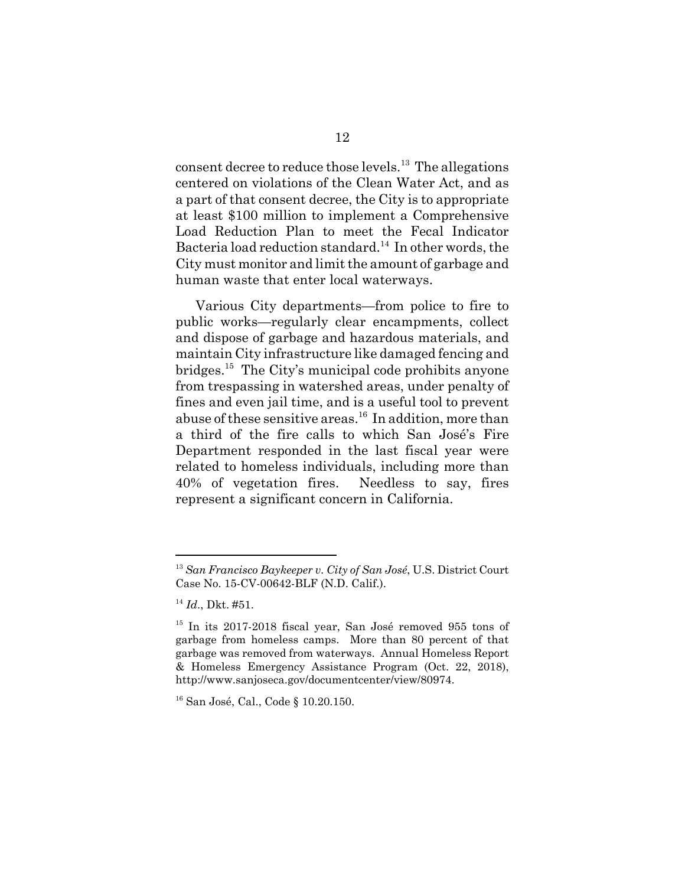consent decree to reduce those levels.[13] The allegations centered on violations of the Clean Water Act, and as a part of that consent decree, the City is to appropriate at least \$100 million to implement a Comprehensive Load Reduction Plan to meet the Fecal Indicator Bacteria load reduction standard.[14] In other words, the City must monitor and limit the amount of garbage and human waste that enter local waterways.

Various City departments—from police to fire to public works—regularly clear encampments, collect and dispose of garbage and hazardous materials, and maintain City infrastructure like damaged fencing and bridges.[15] The City's municipal code prohibits anyone from trespassing in watershed areas, under penalty of fines and even jail time, and is a useful tool to prevent abuse of these sensitive areas.[16] In addition, more than a third of the fire calls to which San José's Fire Department responded in the last fiscal year were related to homeless individuals, including more than 40% of vegetation fires. Needless to say, fires represent a significant concern in California.

---

[13] *San Francisco Baykeeper v. City of San José*, U.S. District Court Case No. 15-CV-00642-BLF (N.D. Calif.).

[14] *Id*., Dkt. #51.

[15] In its 2017-2018 fiscal year, San José removed 955 tons of garbage from homeless camps. More than 80 percent of that garbage was removed from waterways. Annual Homeless Report & Homeless Emergency Assistance Program (Oct. 22, 2018), http://www.sanjoseca.gov/documentcenter/view/80974.

[16] San José, Cal., Code § 10.20.150.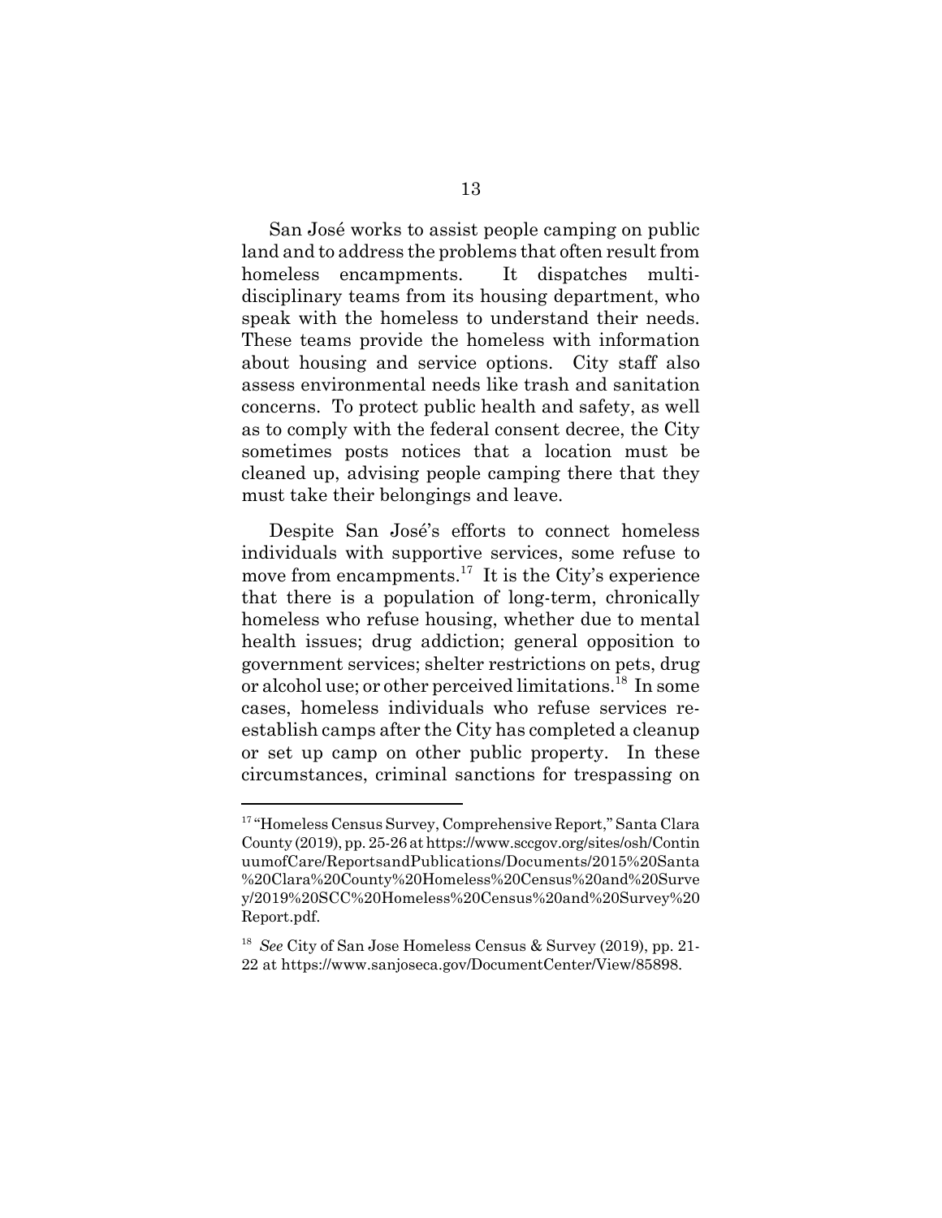San José works to assist people camping on public land and to address the problems that often result from homeless encampments. It dispatches multi-disciplinary teams from its housing department, who speak with the homeless to understand their needs. These teams provide the homeless with information about housing and service options. City staff also assess environmental needs like trash and sanitation concerns. To protect public health and safety, as well as to comply with the federal consent decree, the City sometimes posts notices that a location must be cleaned up, advising people camping there that they must take their belongings and leave.

Despite San José's efforts to connect homeless individuals with supportive services, some refuse to move from encampments.[17] It is the City's experience that there is a population of long-term, chronically homeless who refuse housing, whether due to mental health issues; drug addiction; general opposition to government services; shelter restrictions on pets, drug or alcohol use; or other perceived limitations.[18] In some cases, homeless individuals who refuse services re-establish camps after the City has completed a cleanup or set up camp on other public property. In these circumstances, criminal sanctions for trespassing on

---

[17] "Homeless Census Survey, Comprehensive Report," Santa Clara County (2019), pp. 25-26 at https://www.sccgov.org/sites/osh/ContinuumofCare/ReportsandPublications/Documents/2015%20Santa%20Clara%20County%20Homeless%20Census%20and%20Survey/2019%20SCC%20Homeless%20Census%20and%20Survey%20Report.pdf.

[18] *See* City of San Jose Homeless Census & Survey (2019), pp. 21-22 at https://www.sanjoseca.gov/DocumentCenter/View/85898.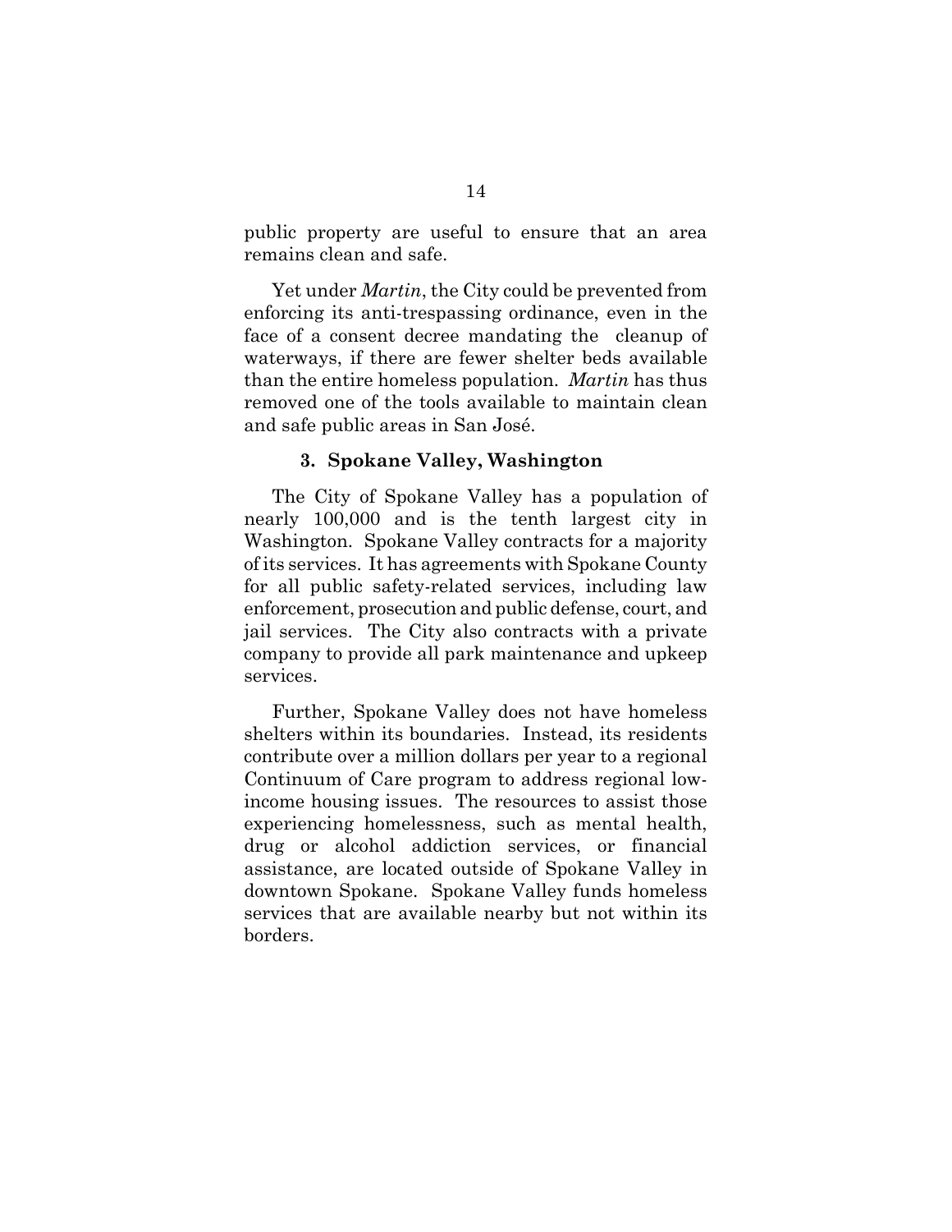public property are useful to ensure that an area remains clean and safe.

Yet under *Martin*, the City could be prevented from enforcing its anti-trespassing ordinance, even in the face of a consent decree mandating the cleanup of waterways, if there are fewer shelter beds available than the entire homeless population. *Martin* has thus removed one of the tools available to maintain clean and safe public areas in San José.

### 3. Spokane Valley, Washington

The City of Spokane Valley has a population of nearly 100,000 and is the tenth largest city in Washington. Spokane Valley contracts for a majority of its services. It has agreements with Spokane County for all public safety-related services, including law enforcement, prosecution and public defense, court, and jail services. The City also contracts with a private company to provide all park maintenance and upkeep services.

Further, Spokane Valley does not have homeless shelters within its boundaries. Instead, its residents contribute over a million dollars per year to a regional Continuum of Care program to address regional low-income housing issues. The resources to assist those experiencing homelessness, such as mental health, drug or alcohol addiction services, or financial assistance, are located outside of Spokane Valley in downtown Spokane. Spokane Valley funds homeless services that are available nearby but not within its borders.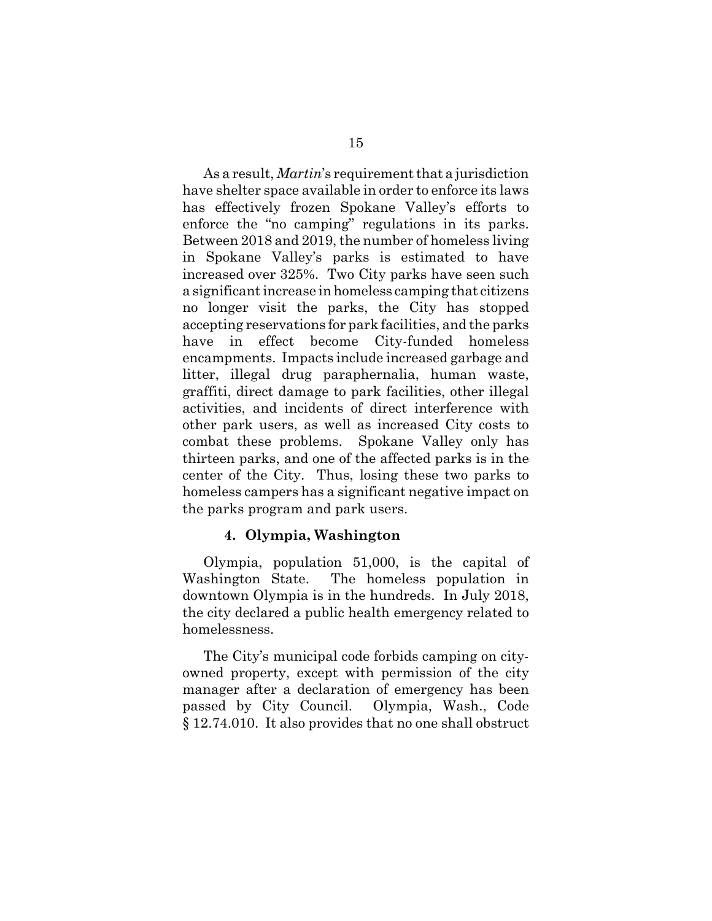As a result, *Martin*'s requirement that a jurisdiction have shelter space available in order to enforce its laws has effectively frozen Spokane Valley's efforts to enforce the "no camping" regulations in its parks. Between 2018 and 2019, the number of homeless living in Spokane Valley's parks is estimated to have increased over 325%. Two City parks have seen such a significant increase in homeless camping that citizens no longer visit the parks, the City has stopped accepting reservations for park facilities, and the parks have in effect become City-funded homeless encampments. Impacts include increased garbage and litter, illegal drug paraphernalia, human waste, graffiti, direct damage to park facilities, other illegal activities, and incidents of direct interference with other park users, as well as increased City costs to combat these problems. Spokane Valley only has thirteen parks, and one of the affected parks is in the center of the City. Thus, losing these two parks to homeless campers has a significant negative impact on the parks program and park users.

#### 4. Olympia, Washington

Olympia, population 51,000, is the capital of Washington State. The homeless population in downtown Olympia is in the hundreds. In July 2018, the city declared a public health emergency related to homelessness.

The City's municipal code forbids camping on city-owned property, except with permission of the city manager after a declaration of emergency has been passed by City Council. Olympia, Wash., Code § 12.74.010. It also provides that no one shall obstruct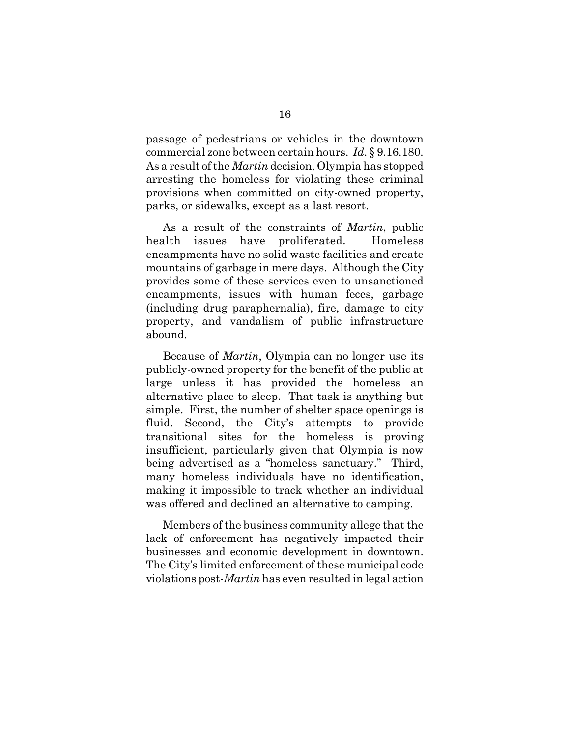passage of pedestrians or vehicles in the downtown commercial zone between certain hours. *Id.* § 9.16.180. As a result of the *Martin* decision, Olympia has stopped arresting the homeless for violating these criminal provisions when committed on city-owned property, parks, or sidewalks, except as a last resort.

As a result of the constraints of *Martin*, public health issues have proliferated. Homeless encampments have no solid waste facilities and create mountains of garbage in mere days. Although the City provides some of these services even to unsanctioned encampments, issues with human feces, garbage (including drug paraphernalia), fire, damage to city property, and vandalism of public infrastructure abound.

Because of *Martin*, Olympia can no longer use its publicly-owned property for the benefit of the public at large unless it has provided the homeless an alternative place to sleep. That task is anything but simple. First, the number of shelter space openings is fluid. Second, the City's attempts to provide transitional sites for the homeless is proving insufficient, particularly given that Olympia is now being advertised as a "homeless sanctuary." Third, many homeless individuals have no identification, making it impossible to track whether an individual was offered and declined an alternative to camping.

Members of the business community allege that the lack of enforcement has negatively impacted their businesses and economic development in downtown. The City's limited enforcement of these municipal code violations post-*Martin* has even resulted in legal action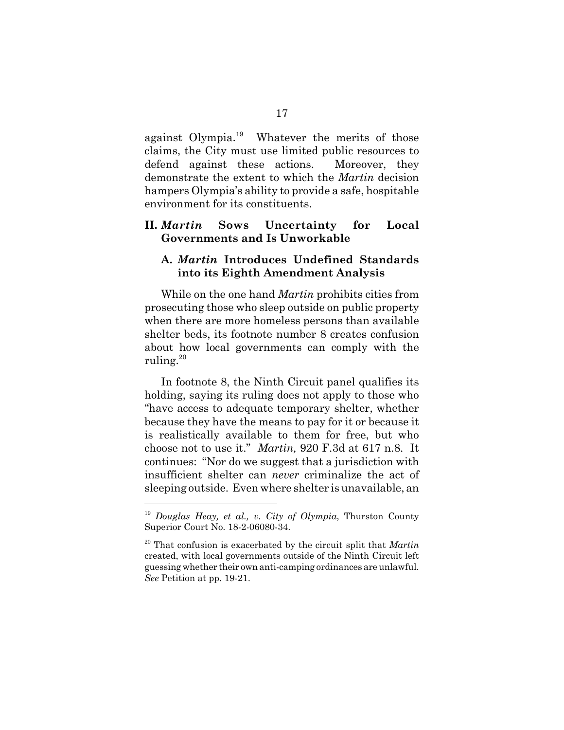against Olympia.[19] Whatever the merits of those claims, the City must use limited public resources to defend against these actions. Moreover, they demonstrate the extent to which the *Martin* decision hampers Olympia's ability to provide a safe, hospitable environment for its constituents.

## II. *Martin* Sows Uncertainty for Local Governments and Is Unworkable

### A. *Martin* Introduces Undefined Standards into its Eighth Amendment Analysis

While on the one hand *Martin* prohibits cities from prosecuting those who sleep outside on public property when there are more homeless persons than available shelter beds, its footnote number 8 creates confusion about how local governments can comply with the ruling.[20]

In footnote 8, the Ninth Circuit panel qualifies its holding, saying its ruling does not apply to those who "have access to adequate temporary shelter, whether because they have the means to pay for it or because it is realistically available to them for free, but who choose not to use it." *Martin,* 920 F.3d at 617 n.8. It continues: "Nor do we suggest that a jurisdiction with insufficient shelter can *never* criminalize the act of sleeping outside. Even where shelter is unavailable, an

---

[19] *Douglas Heay, et al., v. City of Olympia*, Thurston County Superior Court No. 18-2-06080-34.

[20] That confusion is exacerbated by the circuit split that *Martin* created, with local governments outside of the Ninth Circuit left guessing whether their own anti-camping ordinances are unlawful. *See* Petition at pp. 19-21.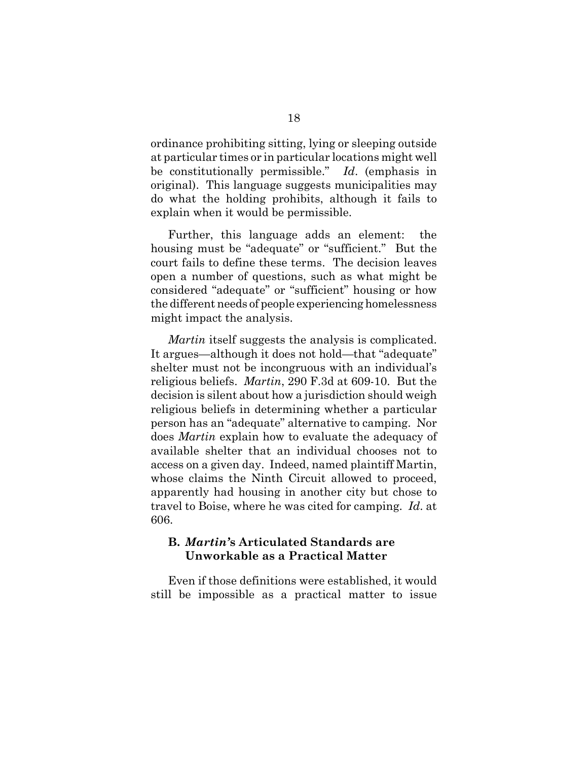ordinance prohibiting sitting, lying or sleeping outside at particular times or in particular locations might well be constitutionally permissible." *Id*. (emphasis in original). This language suggests municipalities may do what the holding prohibits, although it fails to explain when it would be permissible.

Further, this language adds an element: the housing must be "adequate" or "sufficient." But the court fails to define these terms. The decision leaves open a number of questions, such as what might be considered "adequate" or "sufficient" housing or how the different needs of people experiencing homelessness might impact the analysis.

*Martin* itself suggests the analysis is complicated. It argues—although it does not hold—that "adequate" shelter must not be incongruous with an individual's religious beliefs. *Martin*, 290 F.3d at 609-10. But the decision is silent about how a jurisdiction should weigh religious beliefs in determining whether a particular person has an "adequate" alternative to camping. Nor does *Martin* explain how to evaluate the adequacy of available shelter that an individual chooses not to access on a given day. Indeed, named plaintiff Martin, whose claims the Ninth Circuit allowed to proceed, apparently had housing in another city but chose to travel to Boise, where he was cited for camping. *Id*. at 606.

### B. *Martin*'s Articulated Standards are Unworkable as a Practical Matter

Even if those definitions were established, it would still be impossible as a practical matter to issue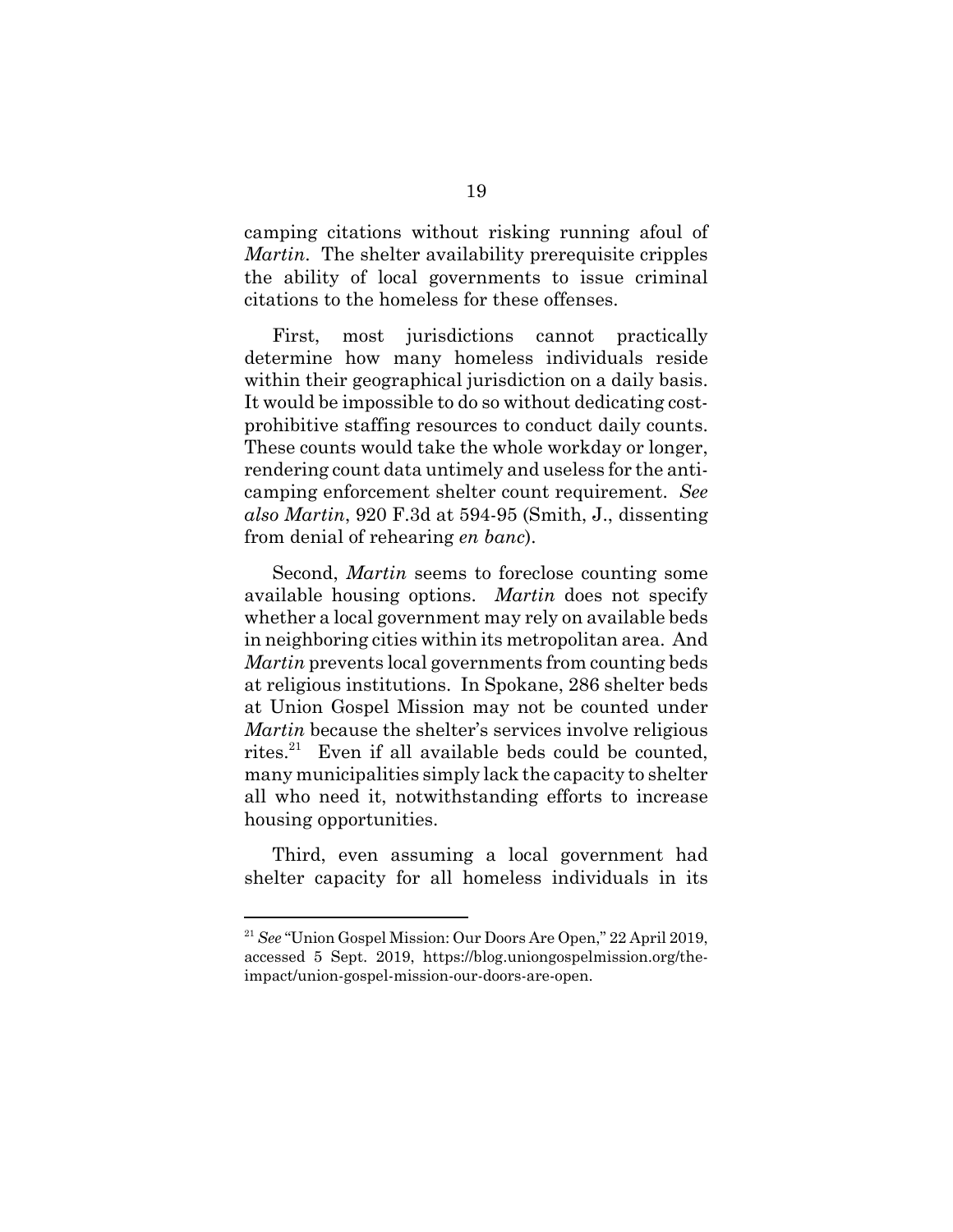camping citations without risking running afoul of *Martin*. The shelter availability prerequisite cripples the ability of local governments to issue criminal citations to the homeless for these offenses.

First, most jurisdictions cannot practically determine how many homeless individuals reside within their geographical jurisdiction on a daily basis. It would be impossible to do so without dedicating cost-prohibitive staffing resources to conduct daily counts. These counts would take the whole workday or longer, rendering count data untimely and useless for the anti-camping enforcement shelter count requirement. *See also Martin*, 920 F.3d at 594-95 (Smith, J., dissenting from denial of rehearing *en banc*).

Second, *Martin* seems to foreclose counting some available housing options. *Martin* does not specify whether a local government may rely on available beds in neighboring cities within its metropolitan area. And *Martin* prevents local governments from counting beds at religious institutions. In Spokane, 286 shelter beds at Union Gospel Mission may not be counted under *Martin* because the shelter's services involve religious rites.[21] Even if all available beds could be counted, many municipalities simply lack the capacity to shelter all who need it, notwithstanding efforts to increase housing opportunities.

Third, even assuming a local government had shelter capacity for all homeless individuals in its

---

[21] *See* "Union Gospel Mission: Our Doors Are Open," 22 April 2019, accessed 5 Sept. 2019, https://blog.uniongospelmission.org/the-impact/union-gospel-mission-our-doors-are-open.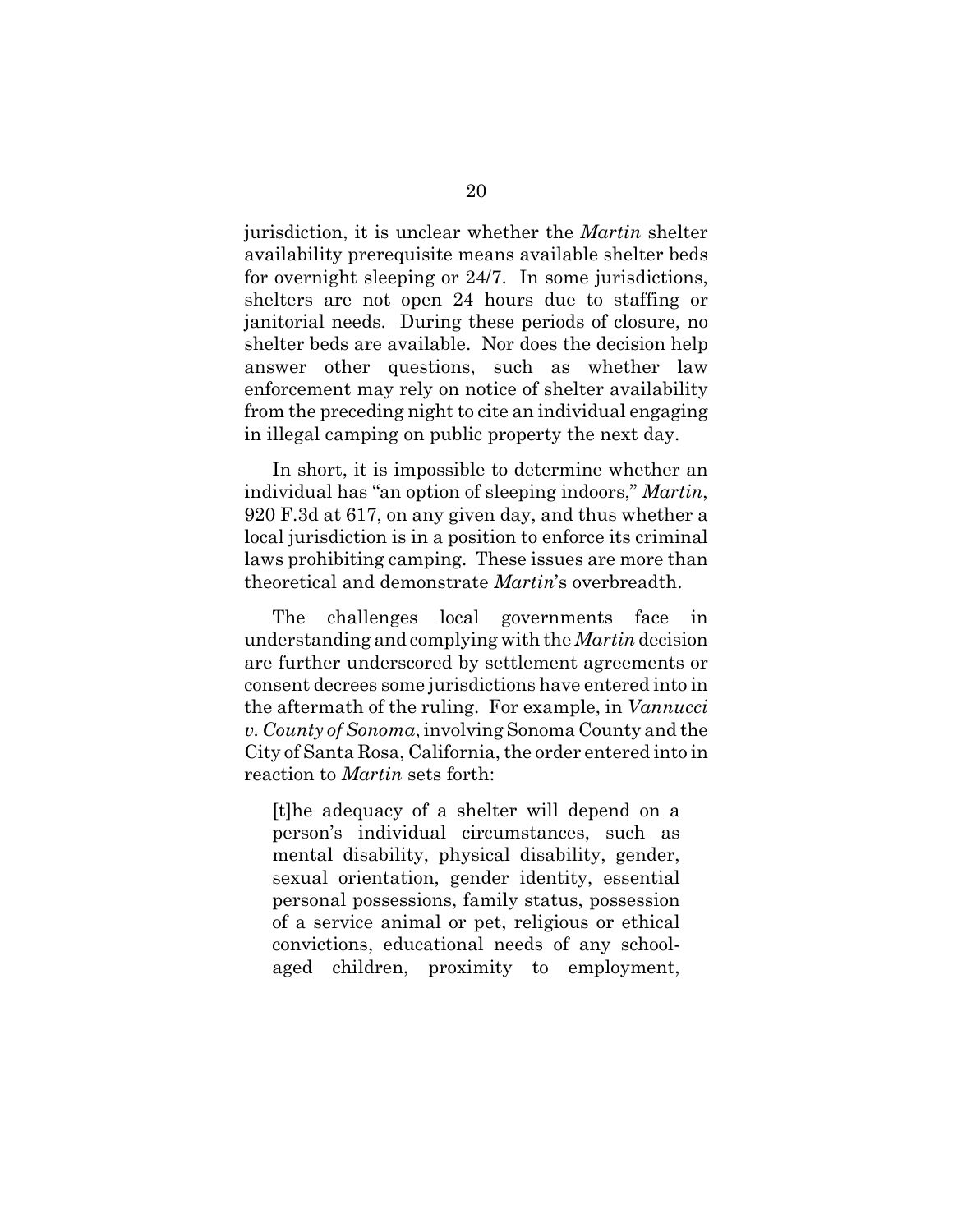jurisdiction, it is unclear whether the *Martin* shelter availability prerequisite means available shelter beds for overnight sleeping or 24/7. In some jurisdictions, shelters are not open 24 hours due to staffing or janitorial needs. During these periods of closure, no shelter beds are available. Nor does the decision help answer other questions, such as whether law enforcement may rely on notice of shelter availability from the preceding night to cite an individual engaging in illegal camping on public property the next day.

In short, it is impossible to determine whether an individual has "an option of sleeping indoors," *Martin*, 920 F.3d at 617, on any given day, and thus whether a local jurisdiction is in a position to enforce its criminal laws prohibiting camping. These issues are more than theoretical and demonstrate *Martin*'s overbreadth.

The challenges local governments face in understanding and complying with the *Martin* decision are further underscored by settlement agreements or consent decrees some jurisdictions have entered into in the aftermath of the ruling. For example, in *Vannucci v. County of Sonoma*, involving Sonoma County and the City of Santa Rosa, California, the order entered into in reaction to *Martin* sets forth:

> [t]he adequacy of a shelter will depend on a person's individual circumstances, such as mental disability, physical disability, gender, sexual orientation, gender identity, essential personal possessions, family status, possession of a service animal or pet, religious or ethical convictions, educational needs of any school-aged children, proximity to employment,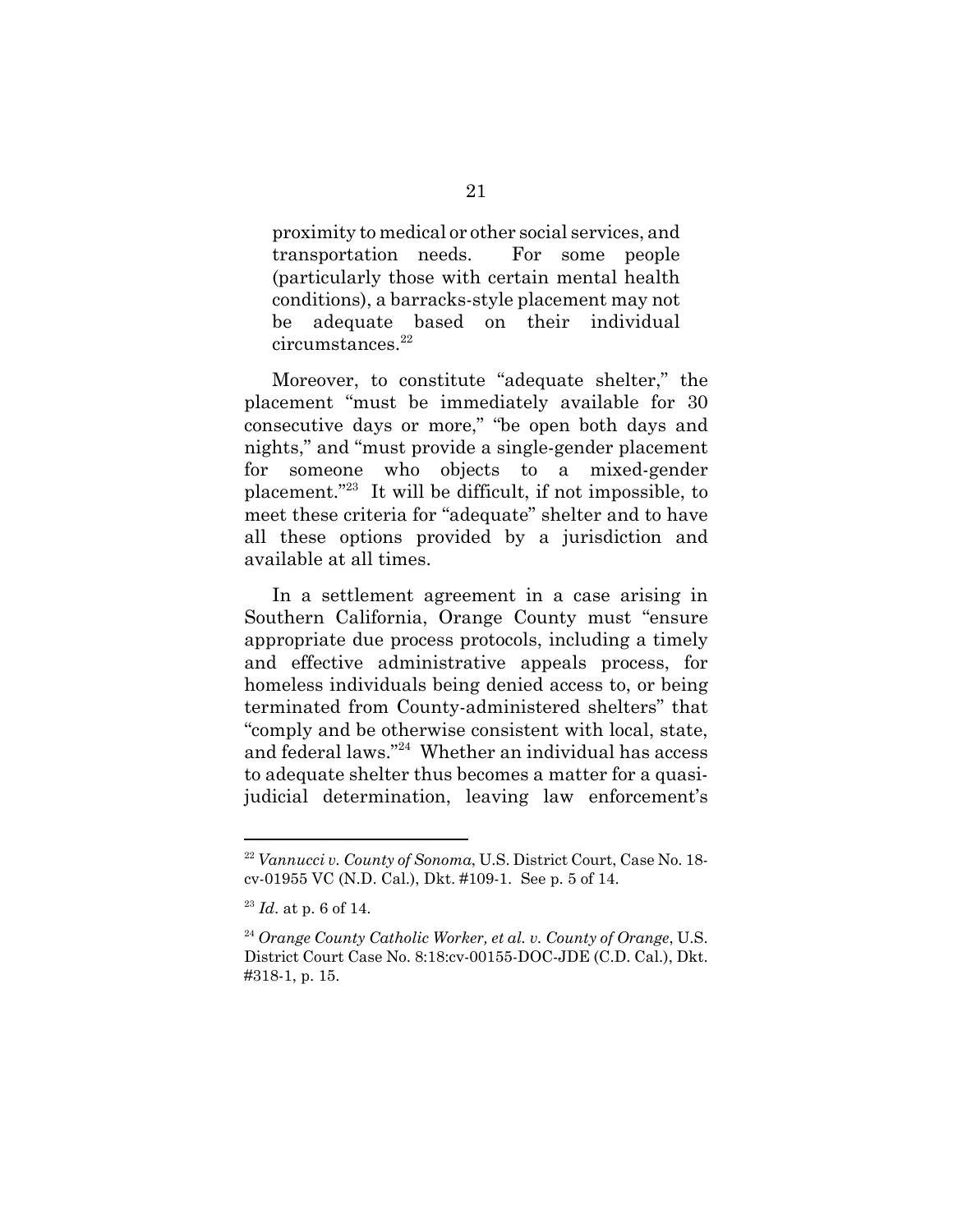> proximity to medical or other social services, and transportation needs. For some people (particularly those with certain mental health conditions), a barracks-style placement may not be adequate based on their individual circumstances.[22]

Moreover, to constitute "adequate shelter," the placement "must be immediately available for 30 consecutive days or more," "be open both days and nights," and "must provide a single-gender placement for someone who objects to a mixed-gender placement."[23] It will be difficult, if not impossible, to meet these criteria for "adequate" shelter and to have all these options provided by a jurisdiction and available at all times.

In a settlement agreement in a case arising in Southern California, Orange County must "ensure appropriate due process protocols, including a timely and effective administrative appeals process, for homeless individuals being denied access to, or being terminated from County-administered shelters" that "comply and be otherwise consistent with local, state, and federal laws."[24] Whether an individual has access to adequate shelter thus becomes a matter for a quasi-judicial determination, leaving law enforcement's

---

[22] *Vannucci v. County of Sonoma*, U.S. District Court, Case No. 18-cv-01955 VC (N.D. Cal.), Dkt. #109-1. See p. 5 of 14.

[23] *Id*. at p. 6 of 14.

[24] *Orange County Catholic Worker, et al. v. County of Orange*, U.S. District Court Case No. 8:18:cv-00155-DOC-JDE (C.D. Cal.), Dkt. #318-1, p. 15.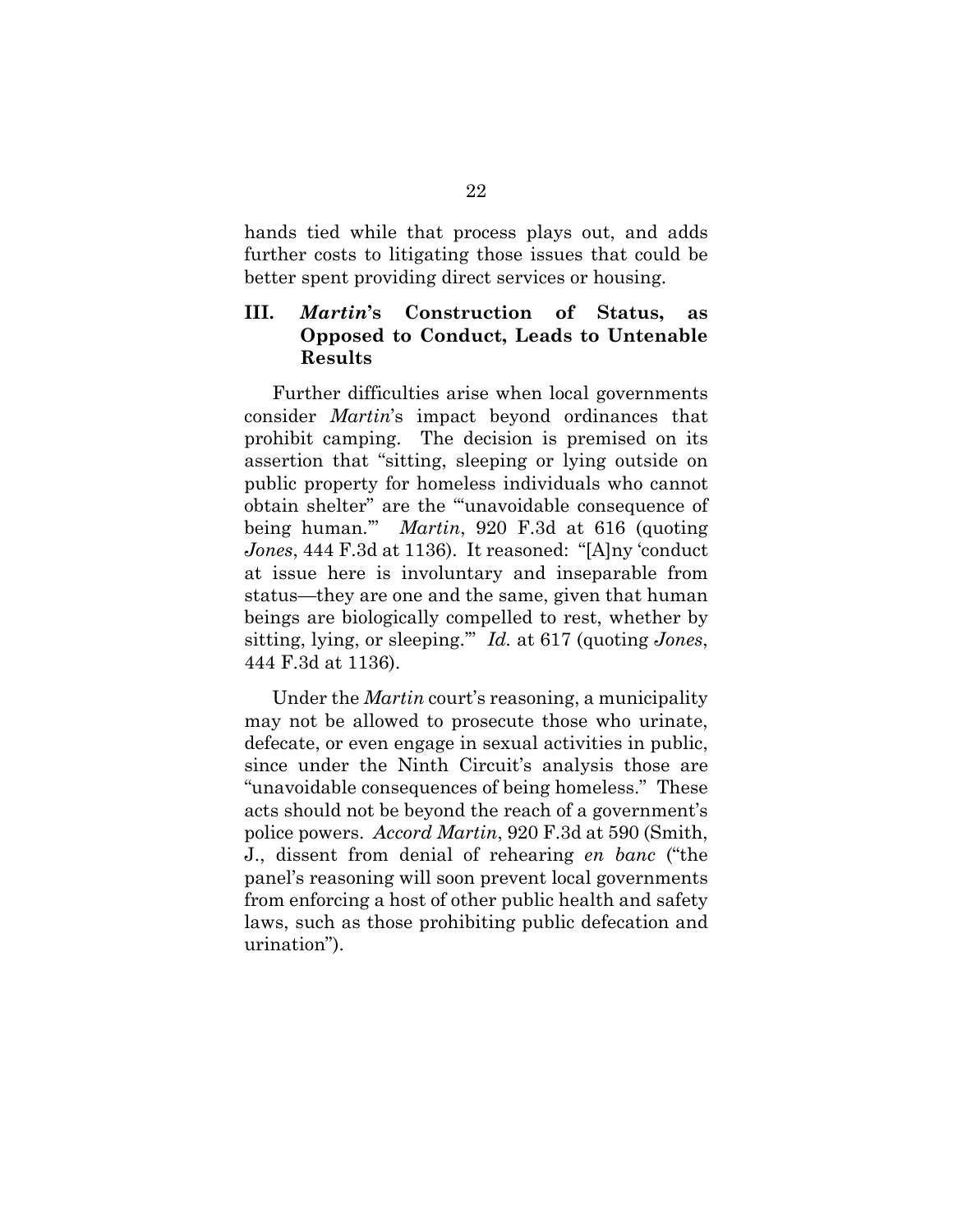hands tied while that process plays out, and adds further costs to litigating those issues that could be better spent providing direct services or housing.

## III. *Martin*'s Construction of Status, as Opposed to Conduct, Leads to Untenable Results

Further difficulties arise when local governments consider *Martin*'s impact beyond ordinances that prohibit camping. The decision is premised on its assertion that "sitting, sleeping or lying outside on public property for homeless individuals who cannot obtain shelter" are the "'unavoidable consequence of being human.'" *Martin*, 920 F.3d at 616 (quoting *Jones*, 444 F.3d at 1136). It reasoned: "[A]ny 'conduct at issue here is involuntary and inseparable from status—they are one and the same, given that human beings are biologically compelled to rest, whether by sitting, lying, or sleeping.'" *Id.* at 617 (quoting *Jones*, 444 F.3d at 1136).

Under the *Martin* court's reasoning, a municipality may not be allowed to prosecute those who urinate, defecate, or even engage in sexual activities in public, since under the Ninth Circuit's analysis those are "unavoidable consequences of being homeless." These acts should not be beyond the reach of a government's police powers. *Accord Martin*, 920 F.3d at 590 (Smith, J., dissent from denial of rehearing *en banc* ("the panel's reasoning will soon prevent local governments from enforcing a host of other public health and safety laws, such as those prohibiting public defecation and urination").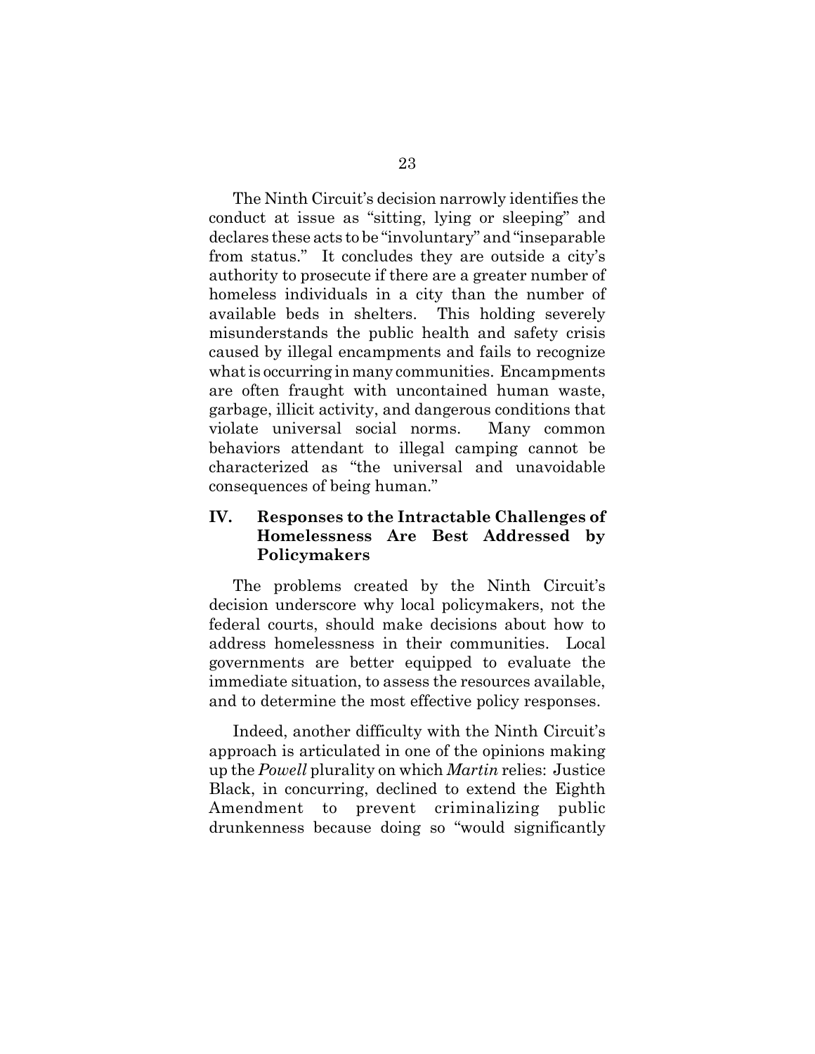The Ninth Circuit's decision narrowly identifies the conduct at issue as "sitting, lying or sleeping" and declares these acts to be "involuntary" and "inseparable from status." It concludes they are outside a city's authority to prosecute if there are a greater number of homeless individuals in a city than the number of available beds in shelters. This holding severely misunderstands the public health and safety crisis caused by illegal encampments and fails to recognize what is occurring in many communities. Encampments are often fraught with uncontained human waste, garbage, illicit activity, and dangerous conditions that violate universal social norms. Many common behaviors attendant to illegal camping cannot be characterized as "the universal and unavoidable consequences of being human."

## IV. Responses to the Intractable Challenges of Homelessness Are Best Addressed by Policymakers

The problems created by the Ninth Circuit's decision underscore why local policymakers, not the federal courts, should make decisions about how to address homelessness in their communities. Local governments are better equipped to evaluate the immediate situation, to assess the resources available, and to determine the most effective policy responses.

Indeed, another difficulty with the Ninth Circuit's approach is articulated in one of the opinions making up the *Powell* plurality on which *Martin* relies: Justice Black, in concurring, declined to extend the Eighth Amendment to prevent criminalizing public drunkenness because doing so "would significantly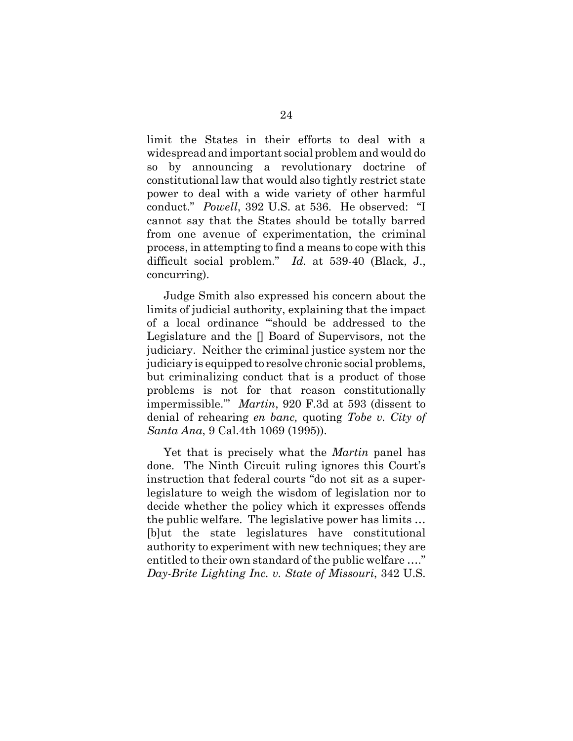limit the States in their efforts to deal with a widespread and important social problem and would do so by announcing a revolutionary doctrine of constitutional law that would also tightly restrict state power to deal with a wide variety of other harmful conduct." *Powell*, 392 U.S. at 536. He observed: "I cannot say that the States should be totally barred from one avenue of experimentation, the criminal process, in attempting to find a means to cope with this difficult social problem." *Id.* at 539-40 (Black, J., concurring).

Judge Smith also expressed his concern about the limits of judicial authority, explaining that the impact of a local ordinance "'should be addressed to the Legislature and the [] Board of Supervisors, not the judiciary. Neither the criminal justice system nor the judiciary is equipped to resolve chronic social problems, but criminalizing conduct that is a product of those problems is not for that reason constitutionally impermissible.'" *Martin*, 920 F.3d at 593 (dissent to denial of rehearing *en banc,* quoting *Tobe v. City of Santa Ana*, 9 Cal.4th 1069 (1995)).

Yet that is precisely what the *Martin* panel has done. The Ninth Circuit ruling ignores this Court's instruction that federal courts "do not sit as a super-legislature to weigh the wisdom of legislation nor to decide whether the policy which it expresses offends the public welfare. The legislative power has limits … [b]ut the state legislatures have constitutional authority to experiment with new techniques; they are entitled to their own standard of the public welfare …." *Day-Brite Lighting Inc. v. State of Missouri*, 342 U.S.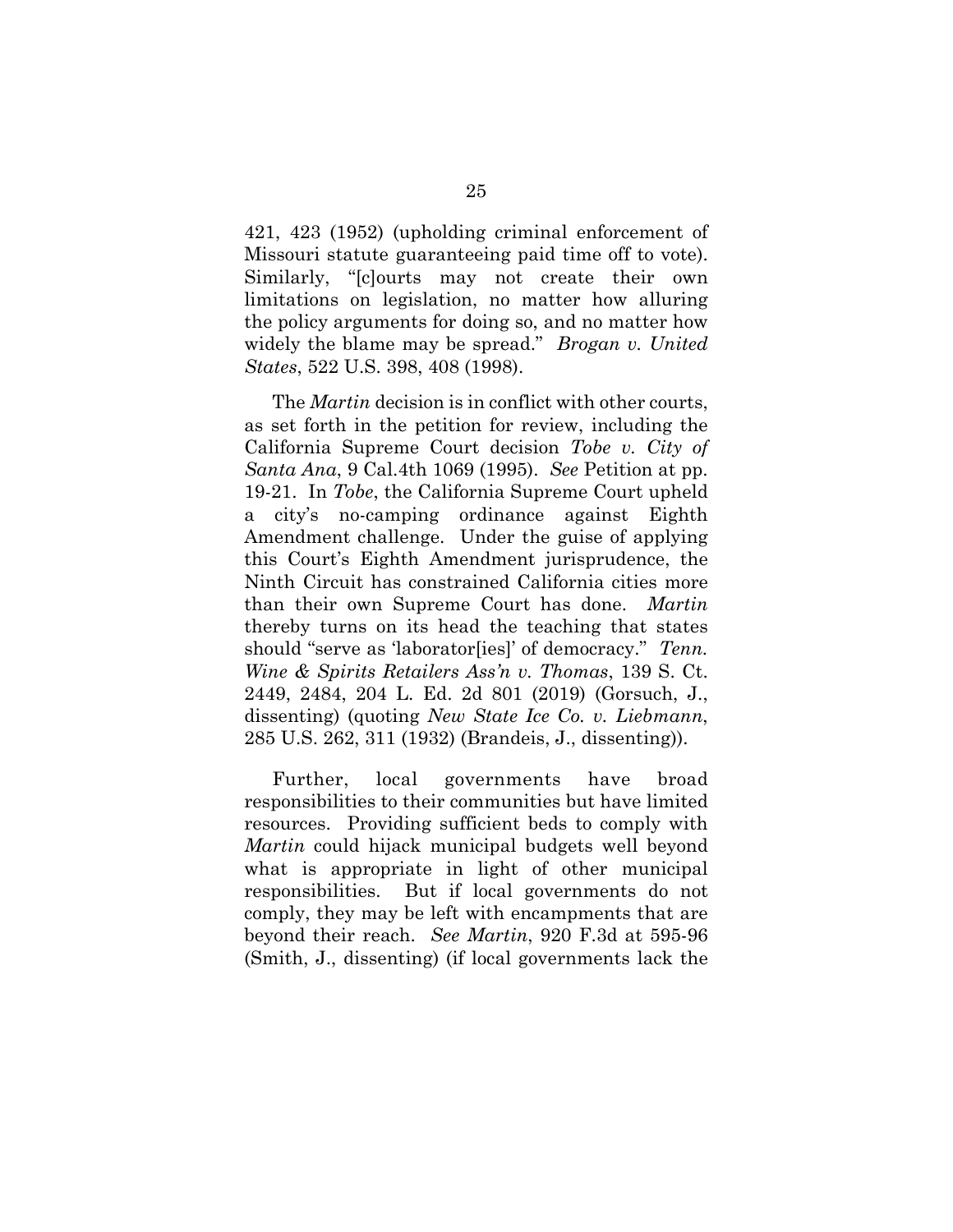421, 423 (1952) (upholding criminal enforcement of Missouri statute guaranteeing paid time off to vote). Similarly, "[c]ourts may not create their own limitations on legislation, no matter how alluring the policy arguments for doing so, and no matter how widely the blame may be spread." *Brogan v. United States*, 522 U.S. 398, 408 (1998).

The *Martin* decision is in conflict with other courts, as set forth in the petition for review, including the California Supreme Court decision *Tobe v. City of Santa Ana*, 9 Cal.4th 1069 (1995). *See* Petition at pp. 19-21. In *Tobe*, the California Supreme Court upheld a city's no-camping ordinance against Eighth Amendment challenge. Under the guise of applying this Court's Eighth Amendment jurisprudence, the Ninth Circuit has constrained California cities more than their own Supreme Court has done. *Martin* thereby turns on its head the teaching that states should "serve as 'laborator[ies]' of democracy." *Tenn. Wine & Spirits Retailers Ass'n v. Thomas*, 139 S. Ct. 2449, 2484, 204 L. Ed. 2d 801 (2019) (Gorsuch, J., dissenting) (quoting *New State Ice Co. v. Liebmann*, 285 U.S. 262, 311 (1932) (Brandeis, J., dissenting)).

Further, local governments have broad responsibilities to their communities but have limited resources. Providing sufficient beds to comply with *Martin* could hijack municipal budgets well beyond what is appropriate in light of other municipal responsibilities. But if local governments do not comply, they may be left with encampments that are beyond their reach. *See Martin*, 920 F.3d at 595-96 (Smith, J., dissenting) (if local governments lack the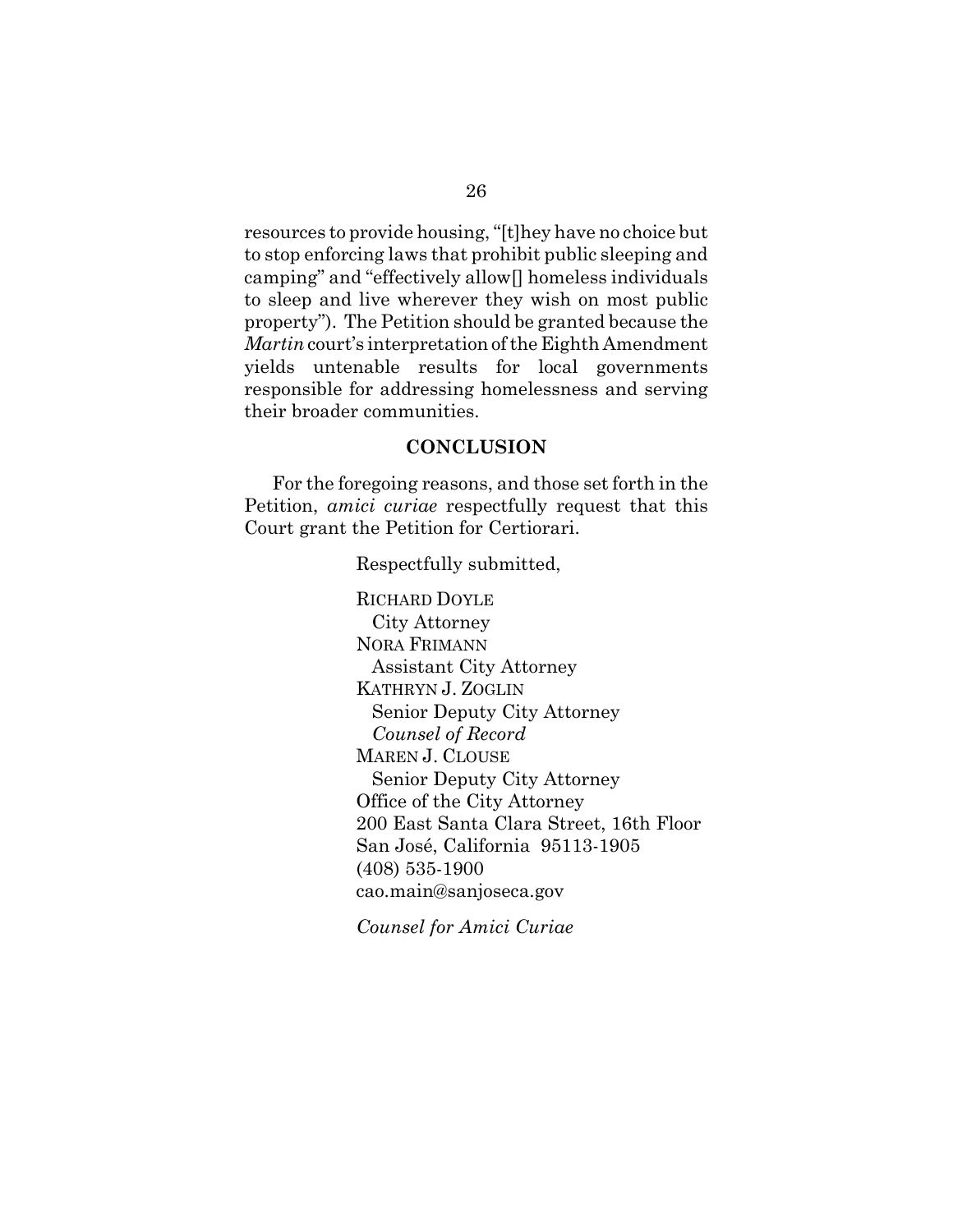resources to provide housing, "[t]hey have no choice but to stop enforcing laws that prohibit public sleeping and camping" and "effectively allow[] homeless individuals to sleep and live wherever they wish on most public property"). The Petition should be granted because the *Martin* court's interpretation of the Eighth Amendment yields untenable results for local governments responsible for addressing homelessness and serving their broader communities.

## CONCLUSION

For the foregoing reasons, and those set forth in the Petition, *amici curiae* respectfully request that this Court grant the Petition for Certiorari.

Respectfully submitted,

RICHARD DOYLE
City Attorney
NORA FRIMANN
Assistant City Attorney
KATHRYN J. ZOGLIN
Senior Deputy City Attorney
*Counsel of Record*
MAREN J. CLOUSE
Senior Deputy City Attorney
Office of the City Attorney
200 East Santa Clara Street, 16th Floor
San José, California 95113-1905
(408) 535-1900
cao.main@sanjoseca.gov

*Counsel for Amici Curiae*